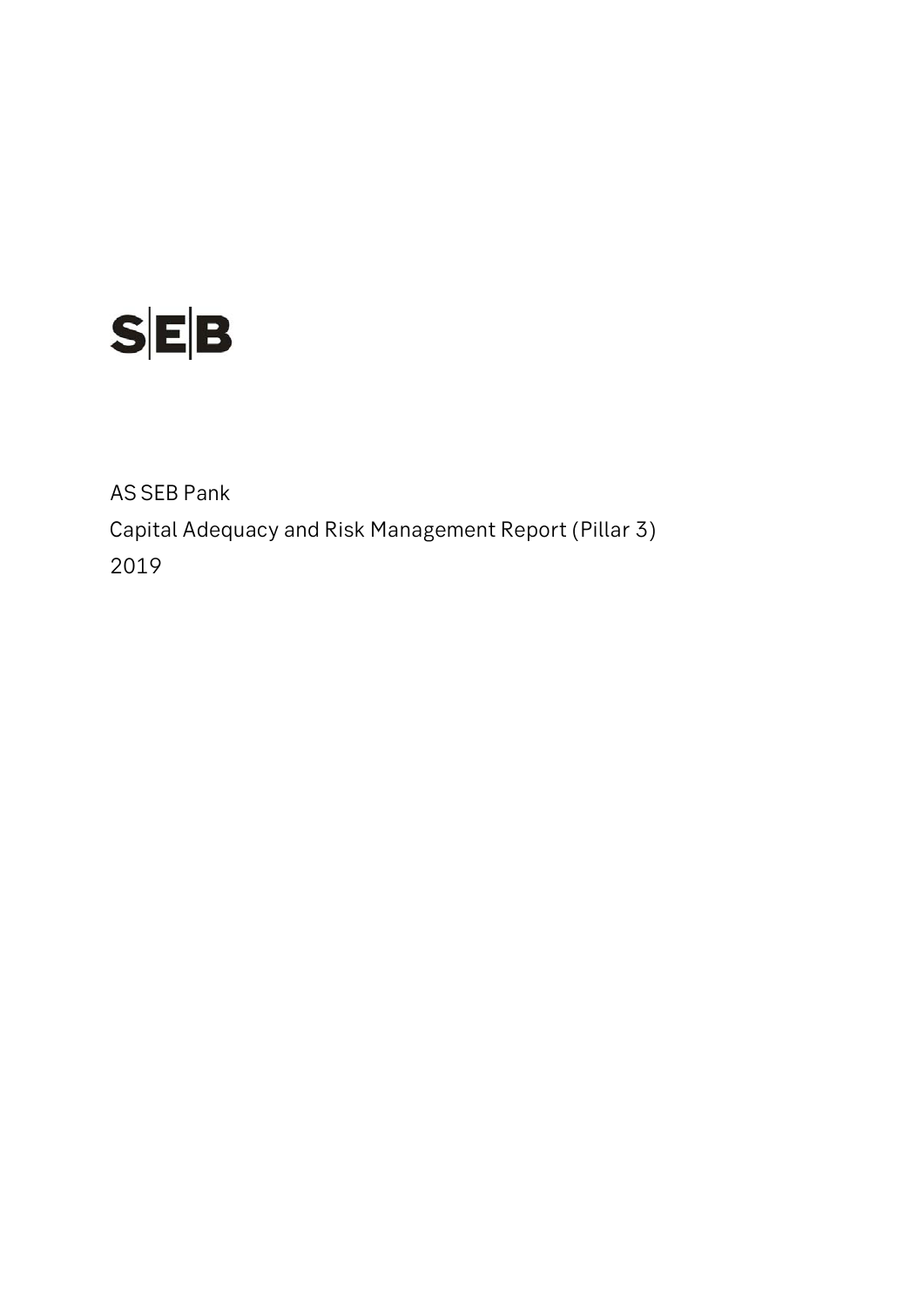SEB

AS SEB Pank

Capital Adequacy and Risk Management Report (Pillar 3)

2019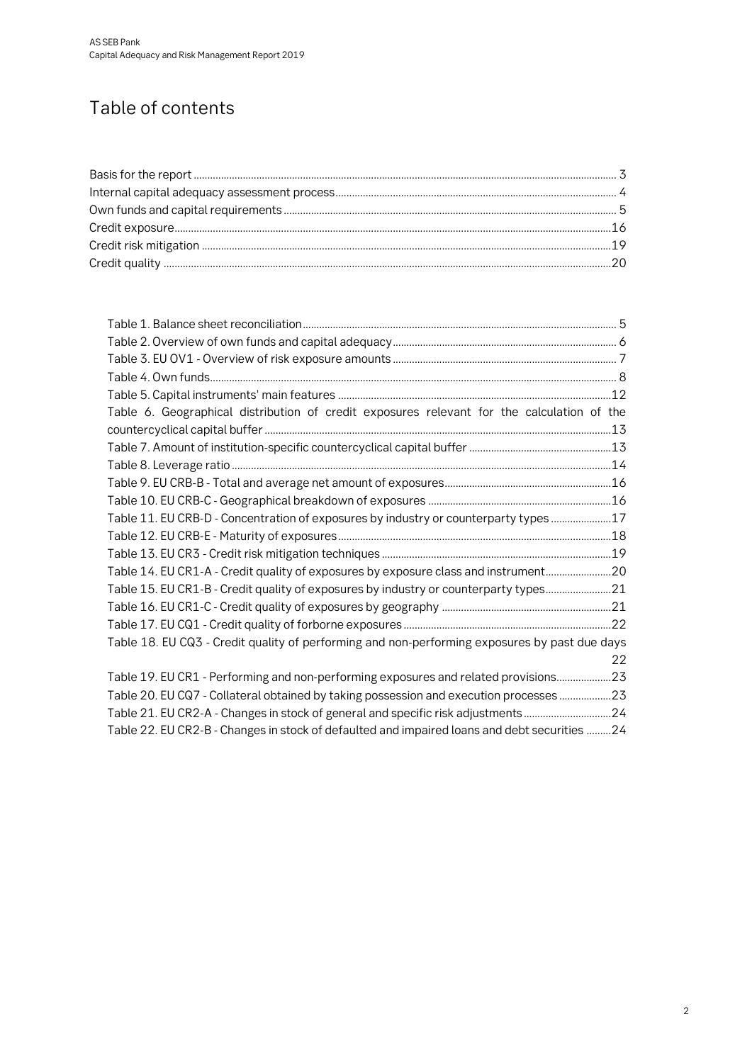# Table of contents

Basis for the report ... 3
Internal capital adequacy assessment process ... 4
Own funds and capital requirements ... 5
Credit exposure ... 16
Credit risk mitigation ... 19
Credit quality ... 20

Table 1. Balance sheet reconciliation ... 5
Table 2. Overview of own funds and capital adequacy ... 6
Table 3. EU OV1 - Overview of risk exposure amounts ... 7
Table 4. Own funds ... 8
Table 5. Capital instruments' main features ... 12
Table 6. Geographical distribution of credit exposures relevant for the calculation of the countercyclical capital buffer ... 13
Table 7. Amount of institution-specific countercyclical capital buffer ... 13
Table 8. Leverage ratio ... 14
Table 9. EU CRB-B - Total and average net amount of exposures ... 16
Table 10. EU CRB-C - Geographical breakdown of exposures ... 16
Table 11. EU CRB-D - Concentration of exposures by industry or counterparty types ... 17
Table 12. EU CRB-E - Maturity of exposures ... 18
Table 13. EU CR3 - Credit risk mitigation techniques ... 19
Table 14. EU CR1-A - Credit quality of exposures by exposure class and instrument ... 20
Table 15. EU CR1-B - Credit quality of exposures by industry or counterparty types ... 21
Table 16. EU CR1-C - Credit quality of exposures by geography ... 21
Table 17. EU CQ1 - Credit quality of forborne exposures ... 22
Table 18. EU CQ3 - Credit quality of performing and non-performing exposures by past due days ... 22
Table 19. EU CR1 - Performing and non-performing exposures and related provisions ... 23
Table 20. EU CQ7 - Collateral obtained by taking possession and execution processes ... 23
Table 21. EU CR2-A - Changes in stock of general and specific risk adjustments ... 24
Table 22. EU CR2-B - Changes in stock of defaulted and impaired loans and debt securities ... 24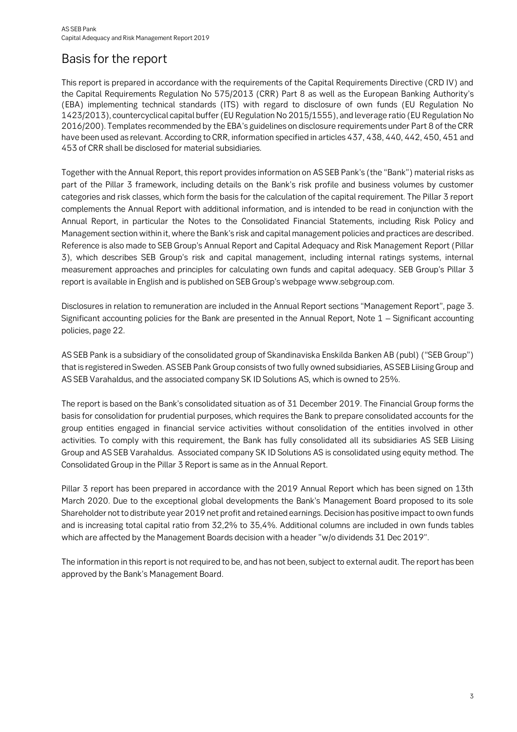# Basis for the report

This report is prepared in accordance with the requirements of the Capital Requirements Directive (CRD IV) and the Capital Requirements Regulation No 575/2013 (CRR) Part 8 as well as the European Banking Authority's (EBA) implementing technical standards (ITS) with regard to disclosure of own funds (EU Regulation No 1423/2013), countercyclical capital buffer (EU Regulation No 2015/1555), and leverage ratio (EU Regulation No 2016/200). Templates recommended by the EBA's guidelines on disclosure requirements under Part 8 of the CRR have been used as relevant. According to CRR, information specified in articles 437, 438, 440, 442, 450, 451 and 453 of CRR shall be disclosed for material subsidiaries.

Together with the Annual Report, this report provides information on AS SEB Pank's (the "Bank") material risks as part of the Pillar 3 framework, including details on the Bank's risk profile and business volumes by customer categories and risk classes, which form the basis for the calculation of the capital requirement. The Pillar 3 report complements the Annual Report with additional information, and is intended to be read in conjunction with the Annual Report, in particular the Notes to the Consolidated Financial Statements, including Risk Policy and Management section within it, where the Bank's risk and capital management policies and practices are described. Reference is also made to SEB Group's Annual Report and Capital Adequacy and Risk Management Report (Pillar 3), which describes SEB Group's risk and capital management, including internal ratings systems, internal measurement approaches and principles for calculating own funds and capital adequacy. SEB Group's Pillar 3 report is available in English and is published on SEB Group's webpage www.sebgroup.com.

Disclosures in relation to remuneration are included in the Annual Report sections "Management Report", page 3. Significant accounting policies for the Bank are presented in the Annual Report, Note 1 – Significant accounting policies, page 22.

AS SEB Pank is a subsidiary of the consolidated group of Skandinaviska Enskilda Banken AB (publ) ("SEB Group") that is registered in Sweden. AS SEB Pank Group consists of two fully owned subsidiaries, AS SEB Liising Group and AS SEB Varahaldus, and the associated company SK ID Solutions AS, which is owned to 25%.

The report is based on the Bank's consolidated situation as of 31 December 2019. The Financial Group forms the basis for consolidation for prudential purposes, which requires the Bank to prepare consolidated accounts for the group entities engaged in financial service activities without consolidation of the entities involved in other activities. To comply with this requirement, the Bank has fully consolidated all its subsidiaries AS SEB Liising Group and AS SEB Varahaldus. Associated company SK ID Solutions AS is consolidated using equity method. The Consolidated Group in the Pillar 3 Report is same as in the Annual Report.

Pillar 3 report has been prepared in accordance with the 2019 Annual Report which has been signed on 13th March 2020. Due to the exceptional global developments the Bank's Management Board proposed to its sole Shareholder not to distribute year 2019 net profit and retained earnings. Decision has positive impact to own funds and is increasing total capital ratio from 32,2% to 35,4%. Additional columns are included in own funds tables which are affected by the Management Boards decision with a header "w/o dividends 31 Dec 2019".

The information in this report is not required to be, and has not been, subject to external audit. The report has been approved by the Bank's Management Board.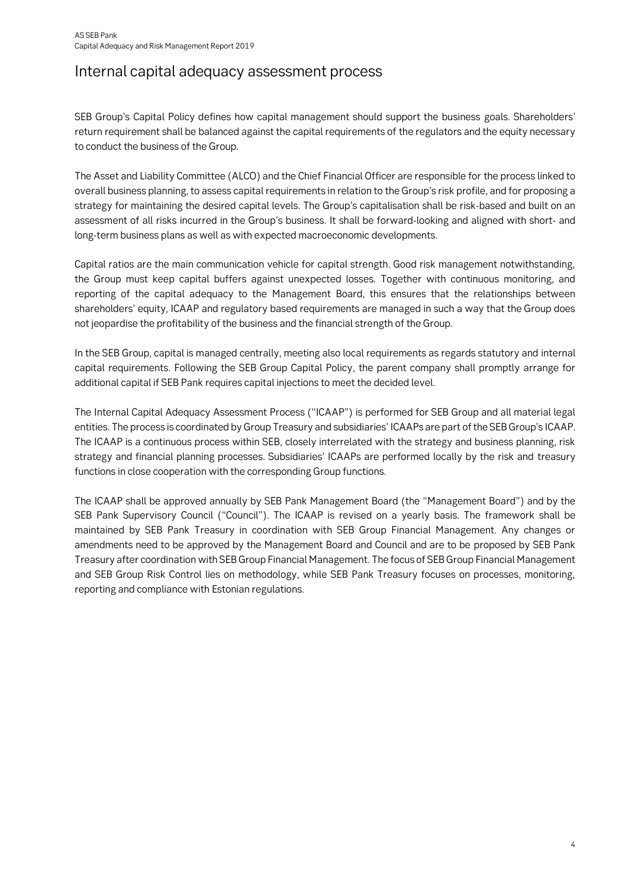# Internal capital adequacy assessment process

SEB Group's Capital Policy defines how capital management should support the business goals. Shareholders' return requirement shall be balanced against the capital requirements of the regulators and the equity necessary to conduct the business of the Group.

The Asset and Liability Committee (ALCO) and the Chief Financial Officer are responsible for the process linked to overall business planning, to assess capital requirements in relation to the Group's risk profile, and for proposing a strategy for maintaining the desired capital levels. The Group's capitalisation shall be risk-based and built on an assessment of all risks incurred in the Group's business. It shall be forward-looking and aligned with short- and long-term business plans as well as with expected macroeconomic developments.

Capital ratios are the main communication vehicle for capital strength. Good risk management notwithstanding, the Group must keep capital buffers against unexpected losses. Together with continuous monitoring, and reporting of the capital adequacy to the Management Board, this ensures that the relationships between shareholders' equity, ICAAP and regulatory based requirements are managed in such a way that the Group does not jeopardise the profitability of the business and the financial strength of the Group.

In the SEB Group, capital is managed centrally, meeting also local requirements as regards statutory and internal capital requirements. Following the SEB Group Capital Policy, the parent company shall promptly arrange for additional capital if SEB Pank requires capital injections to meet the decided level.

The Internal Capital Adequacy Assessment Process ("ICAAP") is performed for SEB Group and all material legal entities. The process is coordinated by Group Treasury and subsidiaries' ICAAPs are part of the SEB Group's ICAAP. The ICAAP is a continuous process within SEB, closely interrelated with the strategy and business planning, risk strategy and financial planning processes. Subsidiaries' ICAAPs are performed locally by the risk and treasury functions in close cooperation with the corresponding Group functions.

The ICAAP shall be approved annually by SEB Pank Management Board (the "Management Board") and by the SEB Pank Supervisory Council ("Council"). The ICAAP is revised on a yearly basis. The framework shall be maintained by SEB Pank Treasury in coordination with SEB Group Financial Management. Any changes or amendments need to be approved by the Management Board and Council and are to be proposed by SEB Pank Treasury after coordination with SEB Group Financial Management. The focus of SEB Group Financial Management and SEB Group Risk Control lies on methodology, while SEB Pank Treasury focuses on processes, monitoring, reporting and compliance with Estonian regulations.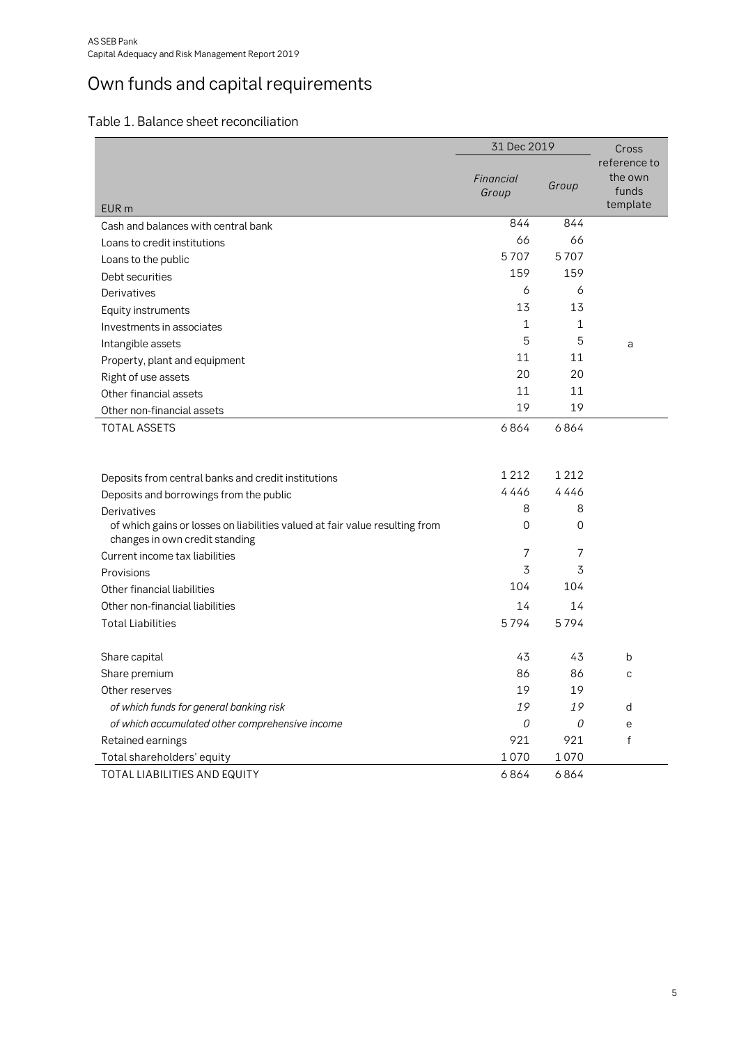# Own funds and capital requirements

## Table 1. Balance sheet reconciliation

| EUR m | 31 Dec 2019 | | Cross reference to the own funds template |
|---|---|---|---|
| | *Financial Group* | *Group* | |
| Cash and balances with central bank | 844 | 844 | |
| Loans to credit institutions | 66 | 66 | |
| Loans to the public | 5 707 | 5 707 | |
| Debt securities | 159 | 159 | |
| Derivatives | 6 | 6 | |
| Equity instruments | 13 | 13 | |
| Investments in associates | 1 | 1 | |
| Intangible assets | 5 | 5 | a |
| Property, plant and equipment | 11 | 11 | |
| Right of use assets | 20 | 20 | |
| Other financial assets | 11 | 11 | |
| Other non-financial assets | 19 | 19 | |
| TOTAL ASSETS | 6 864 | 6 864 | |
| | | | |
| Deposits from central banks and credit institutions | 1 212 | 1 212 | |
| Deposits and borrowings from the public | 4 446 | 4 446 | |
| Derivatives | 8 | 8 | |
| of which gains or losses on liabilities valued at fair value resulting from changes in own credit standing | 0 | 0 | |
| Current income tax liabilities | 7 | 7 | |
| Provisions | 3 | 3 | |
| Other financial liabilities | 104 | 104 | |
| Other non-financial liabilities | 14 | 14 | |
| Total Liabilities | 5 794 | 5 794 | |
| | | | |
| Share capital | 43 | 43 | b |
| Share premium | 86 | 86 | c |
| Other reserves | 19 | 19 | |
| *of which funds for general banking risk* | *19* | *19* | d |
| *of which accumulated other comprehensive income* | *0* | *0* | e |
| Retained earnings | 921 | 921 | f |
| Total shareholders' equity | 1 070 | 1 070 | |
| TOTAL LIABILITIES AND EQUITY | 6 864 | 6 864 | |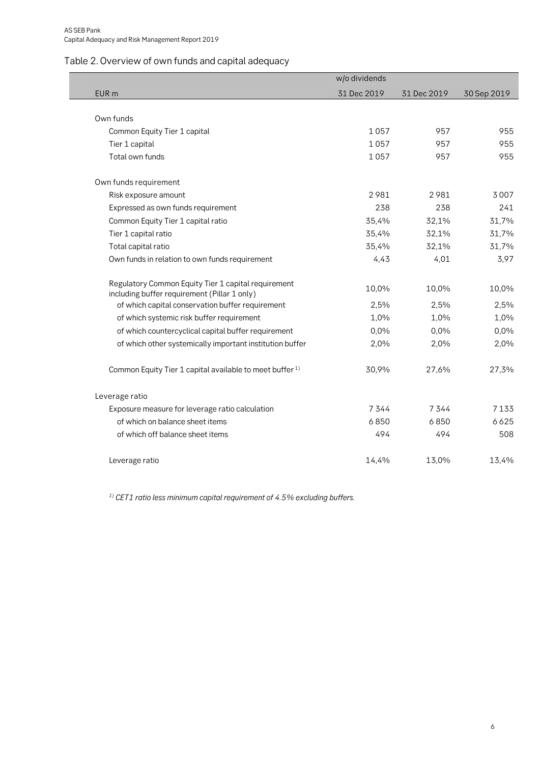## Table 2. Overview of own funds and capital adequacy

| | w/o dividends | | |
|---|---|---|---|
| EUR m | 31 Dec 2019 | 31 Dec 2019 | 30 Sep 2019 |
| **Own funds** | | | |
| Common Equity Tier 1 capital | 1 057 | 957 | 955 |
| Tier 1 capital | 1 057 | 957 | 955 |
| Total own funds | 1 057 | 957 | 955 |
| **Own funds requirement** | | | |
| Risk exposure amount | 2 981 | 2 981 | 3 007 |
| Expressed as own funds requirement | 238 | 238 | 241 |
| Common Equity Tier 1 capital ratio | 35,4% | 32,1% | 31,7% |
| Tier 1 capital ratio | 35,4% | 32,1% | 31,7% |
| Total capital ratio | 35,4% | 32,1% | 31,7% |
| Own funds in relation to own funds requirement | 4,43 | 4,01 | 3,97 |
| Regulatory Common Equity Tier 1 capital requirement including buffer requirement (Pillar 1 only) | 10,0% | 10,0% | 10,0% |
| of which capital conservation buffer requirement | 2,5% | 2,5% | 2,5% |
| of which systemic risk buffer requirement | 1,0% | 1,0% | 1,0% |
| of which countercyclical capital buffer requirement | 0,0% | 0,0% | 0,0% |
| of which other systemically important institution buffer | 2,0% | 2,0% | 2,0% |
| Common Equity Tier 1 capital available to meet buffer [1] | 30,9% | 27,6% | 27,3% |
| **Leverage ratio** | | | |
| Exposure measure for leverage ratio calculation | 7 344 | 7 344 | 7 133 |
| of which on balance sheet items | 6 850 | 6 850 | 6 625 |
| of which off balance sheet items | 494 | 494 | 508 |
| Leverage ratio | 14,4% | 13,0% | 13,4% |

*[1] CET1 ratio less minimum capital requirement of 4.5% excluding buffers.*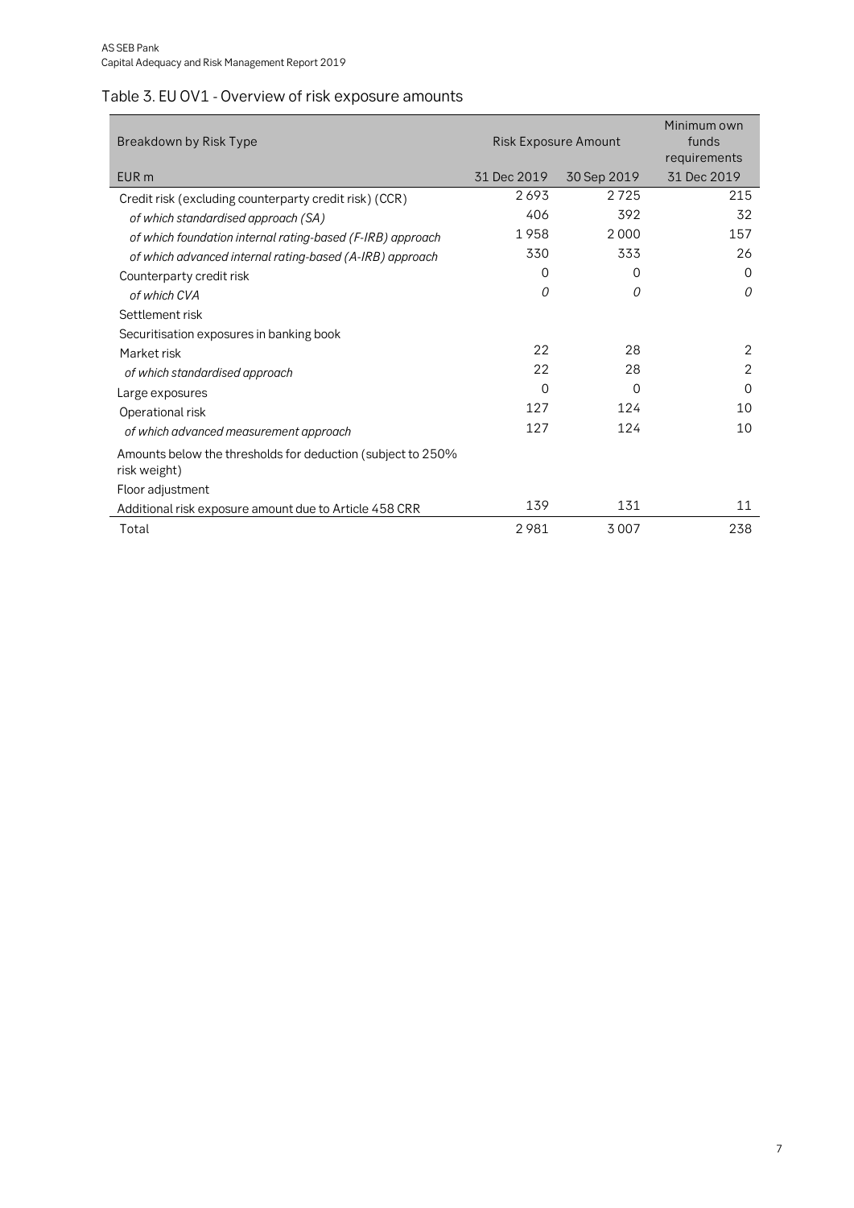## Table 3. EU OV1 - Overview of risk exposure amounts

| Breakdown by Risk Type | Risk Exposure Amount | | Minimum own funds requirements |
|---|---|---|---|
| EUR m | 31 Dec 2019 | 30 Sep 2019 | 31 Dec 2019 |
| Credit risk (excluding counterparty credit risk) (CCR) | 2 693 | 2 725 | 215 |
| *of which standardised approach (SA)* | 406 | 392 | 32 |
| *of which foundation internal rating-based (F-IRB) approach* | 1 958 | 2 000 | 157 |
| *of which advanced internal rating-based (A-IRB) approach* | 330 | 333 | 26 |
| Counterparty credit risk | 0 | 0 | 0 |
| *of which CVA* | *0* | *0* | *0* |
| Settlement risk | | | |
| Securitisation exposures in banking book | | | |
| Market risk | 22 | 28 | 2 |
| *of which standardised approach* | 22 | 28 | 2 |
| Large exposures | 0 | 0 | 0 |
| Operational risk | 127 | 124 | 10 |
| *of which advanced measurement approach* | 127 | 124 | 10 |
| Amounts below the thresholds for deduction (subject to 250% risk weight) | | | |
| Floor adjustment | | | |
| Additional risk exposure amount due to Article 458 CRR | 139 | 131 | 11 |
| Total | 2 981 | 3 007 | 238 |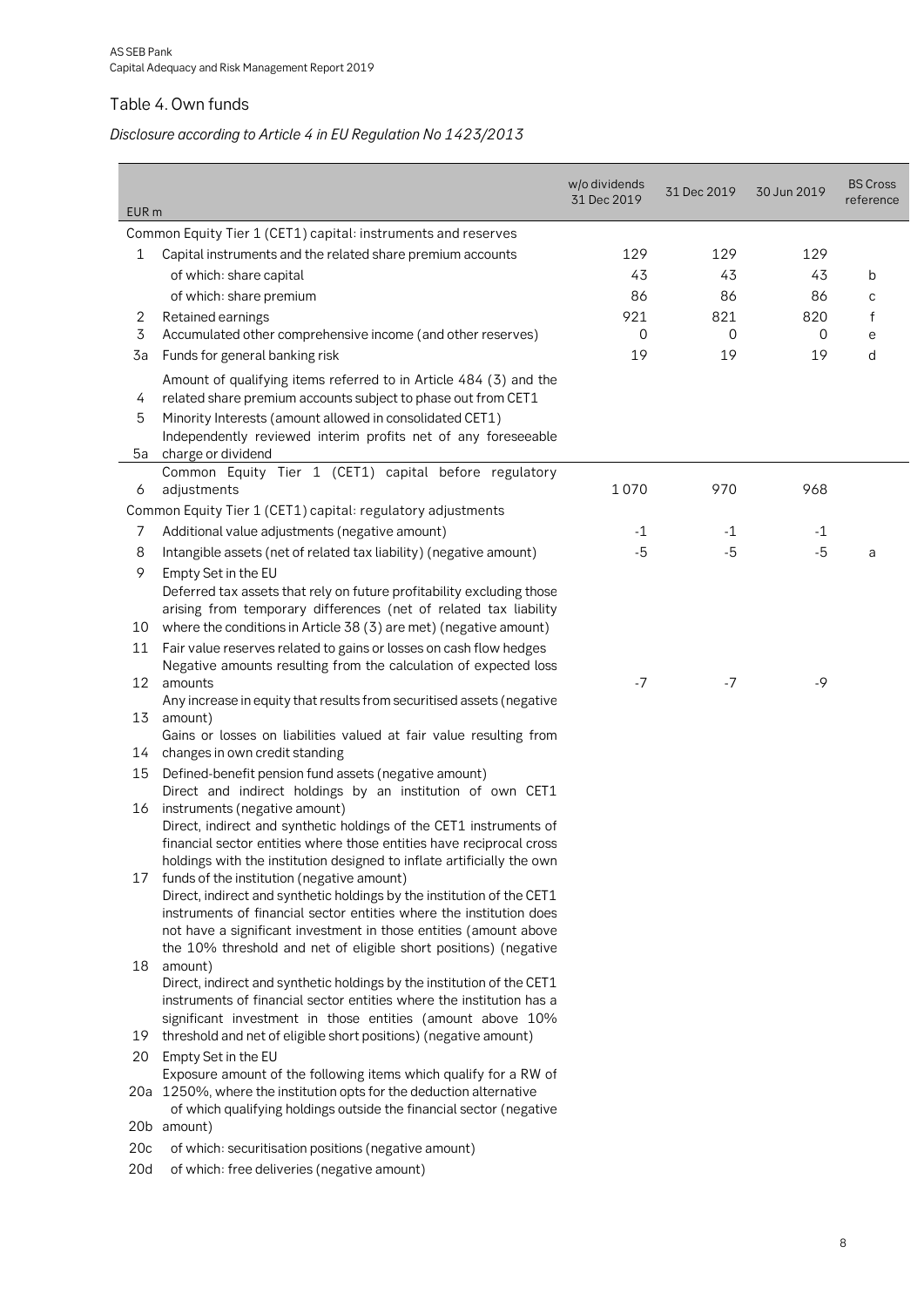## Table 4. Own funds

*Disclosure according to Article 4 in EU Regulation No 1423/2013*

| EUR m | | w/o dividends 31 Dec 2019 | 31 Dec 2019 | 30 Jun 2019 | BS Cross reference |
|---|---|---|---|---|---|
| | **Common Equity Tier 1 (CET1) capital: instruments and reserves** | | | | |
| 1 | Capital instruments and the related share premium accounts | 129 | 129 | 129 | |
| | of which: share capital | 43 | 43 | 43 | b |
| | of which: share premium | 86 | 86 | 86 | c |
| 2 | Retained earnings | 921 | 821 | 820 | f |
| 3 | Accumulated other comprehensive income (and other reserves) | 0 | 0 | 0 | e |
| 3a | Funds for general banking risk | 19 | 19 | 19 | d |
| 4 | Amount of qualifying items referred to in Article 484 (3) and the related share premium accounts subject to phase out from CET1 | | | | |
| 5 | Minority Interests (amount allowed in consolidated CET1) | | | | |
| 5a | Independently reviewed interim profits net of any foreseeable charge or dividend | | | | |
| 6 | Common Equity Tier 1 (CET1) capital before regulatory adjustments | 1 070 | 970 | 968 | |
| | **Common Equity Tier 1 (CET1) capital: regulatory adjustments** | | | | |
| 7 | Additional value adjustments (negative amount) | -1 | -1 | -1 | |
| 8 | Intangible assets (net of related tax liability) (negative amount) | -5 | -5 | -5 | a |
| 9 | Empty Set in the EU | | | | |
| 10 | Deferred tax assets that rely on future profitability excluding those arising from temporary differences (net of related tax liability where the conditions in Article 38 (3) are met) (negative amount) | | | | |
| 11 | Fair value reserves related to gains or losses on cash flow hedges | | | | |
| 12 | Negative amounts resulting from the calculation of expected loss amounts | -7 | -7 | -9 | |
| 13 | Any increase in equity that results from securitised assets (negative amount) | | | | |
| 14 | Gains or losses on liabilities valued at fair value resulting from changes in own credit standing | | | | |
| 15 | Defined-benefit pension fund assets (negative amount) | | | | |
| 16 | Direct and indirect holdings by an institution of own CET1 instruments (negative amount) | | | | |
| 17 | Direct, indirect and synthetic holdings of the CET1 instruments of financial sector entities where those entities have reciprocal cross holdings with the institution designed to inflate artificially the own funds of the institution (negative amount) | | | | |
| 18 | Direct, indirect and synthetic holdings by the institution of the CET1 instruments of financial sector entities where the institution does not have a significant investment in those entities (amount above the 10% threshold and net of eligible short positions) (negative amount) | | | | |
| 19 | Direct, indirect and synthetic holdings by the institution of the CET1 instruments of financial sector entities where the institution has a significant investment in those entities (amount above 10% threshold and net of eligible short positions) (negative amount) | | | | |
| 20 | Empty Set in the EU | | | | |
| 20a | Exposure amount of the following items which qualify for a RW of 1250%, where the institution opts for the deduction alternative | | | | |
| 20b | of which qualifying holdings outside the financial sector (negative amount) | | | | |
| 20c | of which: securitisation positions (negative amount) | | | | |
| 20d | of which: free deliveries (negative amount) | | | | |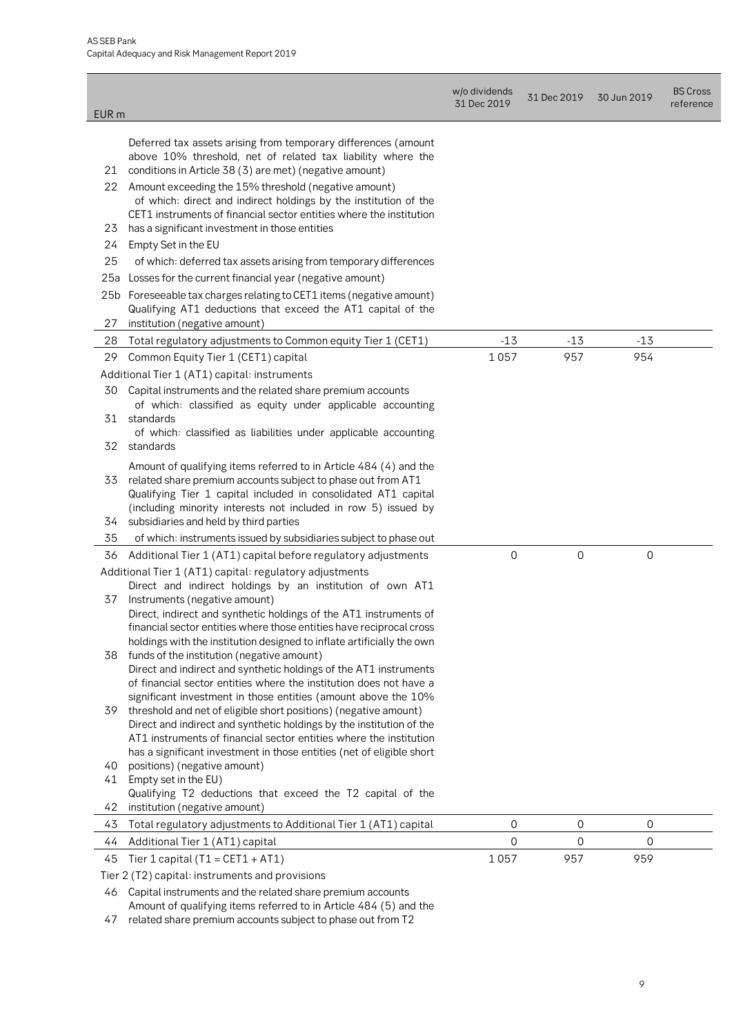| | EUR m | w/o dividends 31 Dec 2019 | 31 Dec 2019 | 30 Jun 2019 | BS Cross reference |
|---|---|---|---|---|---|
| 21 | Deferred tax assets arising from temporary differences (amount above 10% threshold, net of related tax liability where the conditions in Article 38 (3) are met) (negative amount) | | | | |
| 22 | Amount exceeding the 15% threshold (negative amount) | | | | |
| 23 | of which: direct and indirect holdings by the institution of the CET1 instruments of financial sector entities where the institution has a significant investment in those entities | | | | |
| 24 | Empty Set in the EU | | | | |
| 25 | of which: deferred tax assets arising from temporary differences | | | | |
| 25a | Losses for the current financial year (negative amount) | | | | |
| 25b | Foreseeable tax charges relating to CET1 items (negative amount) | | | | |
| 27 | Qualifying AT1 deductions that exceed the AT1 capital of the institution (negative amount) | | | | |
| 28 | Total regulatory adjustments to Common equity Tier 1 (CET1) | -13 | -13 | -13 | |
| 29 | Common Equity Tier 1 (CET1) capital | 1 057 | 957 | 954 | |
| | Additional Tier 1 (AT1) capital: instruments | | | | |
| 30 | Capital instruments and the related share premium accounts | | | | |
| 31 | of which: classified as equity under applicable accounting standards | | | | |
| 32 | of which: classified as liabilities under applicable accounting standards | | | | |
| 33 | Amount of qualifying items referred to in Article 484 (4) and the related share premium accounts subject to phase out from AT1 | | | | |
| 34 | Qualifying Tier 1 capital included in consolidated AT1 capital (including minority interests not included in row 5) issued by subsidiaries and held by third parties | | | | |
| 35 | of which: instruments issued by subsidiaries subject to phase out | | | | |
| 36 | Additional Tier 1 (AT1) capital before regulatory adjustments | 0 | 0 | 0 | |
| | Additional Tier 1 (AT1) capital: regulatory adjustments | | | | |
| 37 | Direct and indirect holdings by an institution of own AT1 Instruments (negative amount) | | | | |
| 38 | Direct, indirect and synthetic holdings of the AT1 instruments of financial sector entities where those entities have reciprocal cross holdings with the institution designed to inflate artificially the own funds of the institution (negative amount) | | | | |
| 39 | Direct and indirect and synthetic holdings of the AT1 instruments of financial sector entities where the institution does not have a significant investment in those entities (amount above the 10% threshold and net of eligible short positions) (negative amount) | | | | |
| 40 | Direct and indirect and synthetic holdings by the institution of the AT1 instruments of financial sector entities where the institution has a significant investment in those entities (net of eligible short positions) (negative amount) | | | | |
| 41 | Empty set in the EU) | | | | |
| 42 | Qualifying T2 deductions that exceed the T2 capital of the institution (negative amount) | | | | |
| 43 | Total regulatory adjustments to Additional Tier 1 (AT1) capital | 0 | 0 | 0 | |
| 44 | Additional Tier 1 (AT1) capital | 0 | 0 | 0 | |
| 45 | Tier 1 capital (T1 = CET1 + AT1) | 1 057 | 957 | 959 | |
| | Tier 2 (T2) capital: instruments and provisions | | | | |
| 46 | Capital instruments and the related share premium accounts | | | | |
| 47 | Amount of qualifying items referred to in Article 484 (5) and the related share premium accounts subject to phase out from T2 | | | | |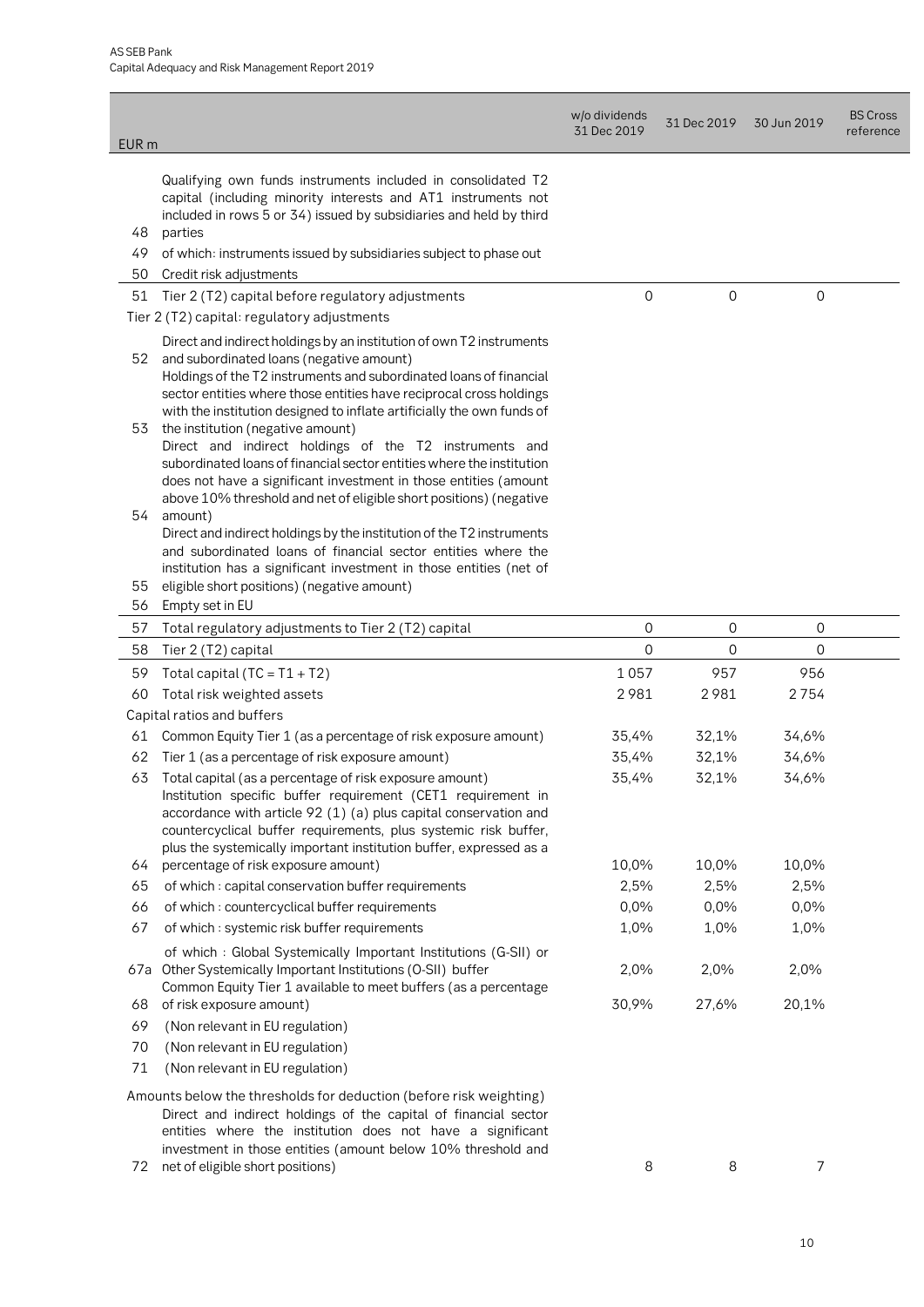| | EUR m | w/o dividends 31 Dec 2019 | 31 Dec 2019 | 30 Jun 2019 | BS Cross reference |
|---|---|---|---|---|---|
| 48 | Qualifying own funds instruments included in consolidated T2 capital (including minority interests and AT1 instruments not included in rows 5 or 34) issued by subsidiaries and held by third parties | | | | |
| 49 | of which: instruments issued by subsidiaries subject to phase out | | | | |
| 50 | Credit risk adjustments | | | | |
| 51 | Tier 2 (T2) capital before regulatory adjustments | 0 | 0 | 0 | |
| | Tier 2 (T2) capital: regulatory adjustments | | | | |
| 52 | Direct and indirect holdings by an institution of own T2 instruments and subordinated loans (negative amount) | | | | |
| 53 | Holdings of the T2 instruments and subordinated loans of financial sector entities where those entities have reciprocal cross holdings with the institution designed to inflate artificially the own funds of the institution (negative amount) | | | | |
| 54 | Direct and indirect holdings of the T2 instruments and subordinated loans of financial sector entities where the institution does not have a significant investment in those entities (amount above 10% threshold and net of eligible short positions) (negative amount) | | | | |
| 55 | Direct and indirect holdings by the institution of the T2 instruments and subordinated loans of financial sector entities where the institution has a significant investment in those entities (net of eligible short positions) (negative amount) | | | | |
| 56 | Empty set in EU | | | | |
| 57 | Total regulatory adjustments to Tier 2 (T2) capital | 0 | 0 | 0 | |
| 58 | Tier 2 (T2) capital | 0 | 0 | 0 | |
| 59 | Total capital (TC = T1 + T2) | 1 057 | 957 | 956 | |
| 60 | Total risk weighted assets | 2 981 | 2 981 | 2 754 | |
| | Capital ratios and buffers | | | | |
| 61 | Common Equity Tier 1 (as a percentage of risk exposure amount) | 35,4% | 32,1% | 34,6% | |
| 62 | Tier 1 (as a percentage of risk exposure amount) | 35,4% | 32,1% | 34,6% | |
| 63 | Total capital (as a percentage of risk exposure amount) | 35,4% | 32,1% | 34,6% | |
| 64 | Institution specific buffer requirement (CET1 requirement in accordance with article 92 (1) (a) plus capital conservation and countercyclical buffer requirements, plus systemic risk buffer, plus the systemically important institution buffer, expressed as a percentage of risk exposure amount) | 10,0% | 10,0% | 10,0% | |
| 65 | of which : capital conservation buffer requirements | 2,5% | 2,5% | 2,5% | |
| 66 | of which : countercyclical buffer requirements | 0,0% | 0,0% | 0,0% | |
| 67 | of which : systemic risk buffer requirements | 1,0% | 1,0% | 1,0% | |
| 67a | of which : Global Systemically Important Institutions (G-SII) or Other Systemically Important Institutions (O-SII) buffer | 2,0% | 2,0% | 2,0% | |
| 68 | Common Equity Tier 1 available to meet buffers (as a percentage of risk exposure amount) | 30,9% | 27,6% | 20,1% | |
| 69 | (Non relevant in EU regulation) | | | | |
| 70 | (Non relevant in EU regulation) | | | | |
| 71 | (Non relevant in EU regulation) | | | | |
| | Amounts below the thresholds for deduction (before risk weighting) | | | | |
| 72 | Direct and indirect holdings of the capital of financial sector entities where the institution does not have a significant investment in those entities (amount below 10% threshold and net of eligible short positions) | 8 | 8 | 7 | |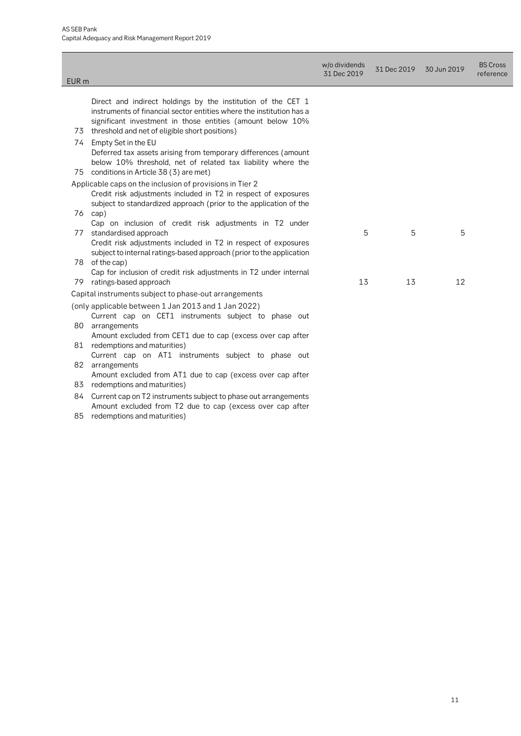| | EUR m | w/o dividends 31 Dec 2019 | 31 Dec 2019 | 30 Jun 2019 | BS Cross reference |
|---|---|---|---|---|---|
| 73 | Direct and indirect holdings by the institution of the CET 1 instruments of financial sector entities where the institution has a significant investment in those entities (amount below 10% threshold and net of eligible short positions) | | | | |
| 74 | Empty Set in the EU | | | | |
| 75 | Deferred tax assets arising from temporary differences (amount below 10% threshold, net of related tax liability where the conditions in Article 38 (3) are met) | | | | |
| | Applicable caps on the inclusion of provisions in Tier 2 | | | | |
| 76 | Credit risk adjustments included in T2 in respect of exposures subject to standardized approach (prior to the application of the cap) | | | | |
| 77 | Cap on inclusion of credit risk adjustments in T2 under standardised approach | 5 | 5 | 5 | |
| 78 | Credit risk adjustments included in T2 in respect of exposures subject to internal ratings-based approach (prior to the application of the cap) | | | | |
| 79 | Cap for inclusion of credit risk adjustments in T2 under internal ratings-based approach | 13 | 13 | 12 | |
| | Capital instruments subject to phase-out arrangements | | | | |
| | (only applicable between 1 Jan 2013 and 1 Jan 2022) | | | | |
| 80 | Current cap on CET1 instruments subject to phase out arrangements | | | | |
| 81 | Amount excluded from CET1 due to cap (excess over cap after redemptions and maturities) | | | | |
| 82 | Current cap on AT1 instruments subject to phase out arrangements | | | | |
| 83 | Amount excluded from AT1 due to cap (excess over cap after redemptions and maturities) | | | | |
| 84 | Current cap on T2 instruments subject to phase out arrangements | | | | |
| 85 | Amount excluded from T2 due to cap (excess over cap after redemptions and maturities) | | | | |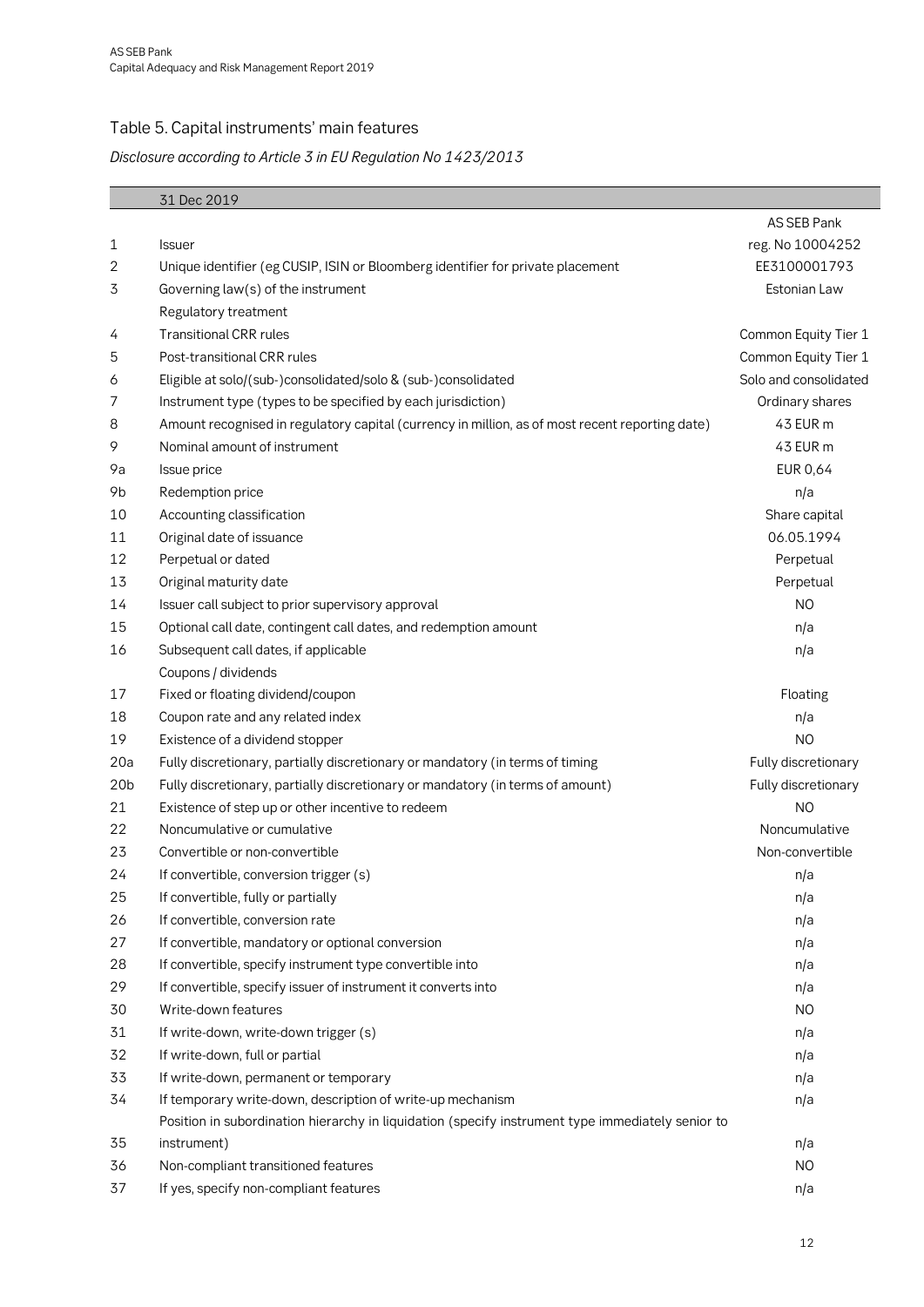## Table 5. Capital instruments' main features

*Disclosure according to Article 3 in EU Regulation No 1423/2013*

| | 31 Dec 2019 | |
|---|---|---|
| | | AS SEB Pank |
| 1 | Issuer | reg. No 10004252 |
| 2 | Unique identifier (eg CUSIP, ISIN or Bloomberg identifier for private placement | EE3100001793 |
| 3 | Governing law(s) of the instrument | Estonian Law |
| | Regulatory treatment | |
| 4 | Transitional CRR rules | Common Equity Tier 1 |
| 5 | Post-transitional CRR rules | Common Equity Tier 1 |
| 6 | Eligible at solo/(sub-)consolidated/solo & (sub-)consolidated | Solo and consolidated |
| 7 | Instrument type (types to be specified by each jurisdiction) | Ordinary shares |
| 8 | Amount recognised in regulatory capital (currency in million, as of most recent reporting date) | 43 EUR m |
| 9 | Nominal amount of instrument | 43 EUR m |
| 9a | Issue price | EUR 0,64 |
| 9b | Redemption price | n/a |
| 10 | Accounting classification | Share capital |
| 11 | Original date of issuance | 06.05.1994 |
| 12 | Perpetual or dated | Perpetual |
| 13 | Original maturity date | Perpetual |
| 14 | Issuer call subject to prior supervisory approval | NO |
| 15 | Optional call date, contingent call dates, and redemption amount | n/a |
| 16 | Subsequent call dates, if applicable | n/a |
| | Coupons / dividends | |
| 17 | Fixed or floating dividend/coupon | Floating |
| 18 | Coupon rate and any related index | n/a |
| 19 | Existence of a dividend stopper | NO |
| 20a | Fully discretionary, partially discretionary or mandatory (in terms of timing | Fully discretionary |
| 20b | Fully discretionary, partially discretionary or mandatory (in terms of amount) | Fully discretionary |
| 21 | Existence of step up or other incentive to redeem | NO |
| 22 | Noncumulative or cumulative | Noncumulative |
| 23 | Convertible or non-convertible | Non-convertible |
| 24 | If convertible, conversion trigger (s) | n/a |
| 25 | If convertible, fully or partially | n/a |
| 26 | If convertible, conversion rate | n/a |
| 27 | If convertible, mandatory or optional conversion | n/a |
| 28 | If convertible, specify instrument type convertible into | n/a |
| 29 | If convertible, specify issuer of instrument it converts into | n/a |
| 30 | Write-down features | NO |
| 31 | If write-down, write-down trigger (s) | n/a |
| 32 | If write-down, full or partial | n/a |
| 33 | If write-down, permanent or temporary | n/a |
| 34 | If temporary write-down, description of write-up mechanism | n/a |
| 35 | Position in subordination hierarchy in liquidation (specify instrument type immediately senior to instrument) | n/a |
| 36 | Non-compliant transitioned features | NO |
| 37 | If yes, specify non-compliant features | n/a |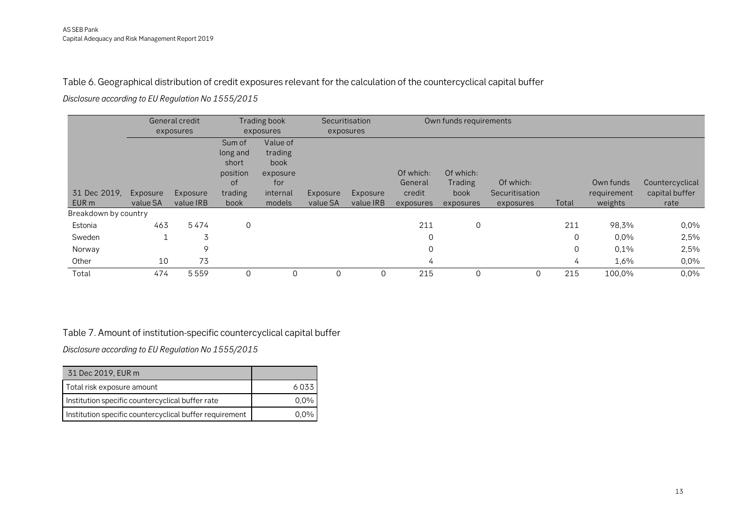## Table 6. Geographical distribution of credit exposures relevant for the calculation of the countercyclical capital buffer

*Disclosure according to EU Regulation No 1555/2015*

| | General credit exposures | | Trading book exposures | | Securitisation exposures | | Own funds requirements | | | | | |
|---|---|---|---|---|---|---|---|---|---|---|---|---|
| 31 Dec 2019, EUR m | Exposure value SA | Exposure value IRB | Sum of long and short position of trading book | Value of trading book exposure for internal models | Exposure value SA | Exposure value IRB | Of which: General credit exposures | Of which: Trading book exposures | Of which: Securitisation exposures | Total | Own funds requirement weights | Countercyclical capital buffer rate |
| Breakdown by country | | | | | | | | | | | | |
| Estonia | 463 | 5 474 | 0 | | | | 211 | 0 | | 211 | 98,3% | 0,0% |
| Sweden | 1 | 3 | | | | | 0 | | | 0 | 0,0% | 2,5% |
| Norway | | 9 | | | | | 0 | | | 0 | 0,1% | 2,5% |
| Other | 10 | 73 | | | | | 4 | | | 4 | 1,6% | 0,0% |
| Total | 474 | 5 559 | 0 | 0 | 0 | 0 | 215 | 0 | 0 | 215 | 100,0% | 0,0% |

## Table 7. Amount of institution-specific countercyclical capital buffer

*Disclosure according to EU Regulation No 1555/2015*

| 31 Dec 2019, EUR m | |
|---|---|
| Total risk exposure amount | 6 033 |
| Institution specific countercyclical buffer rate | 0,0% |
| Institution specific countercyclical buffer requirement | 0,0% |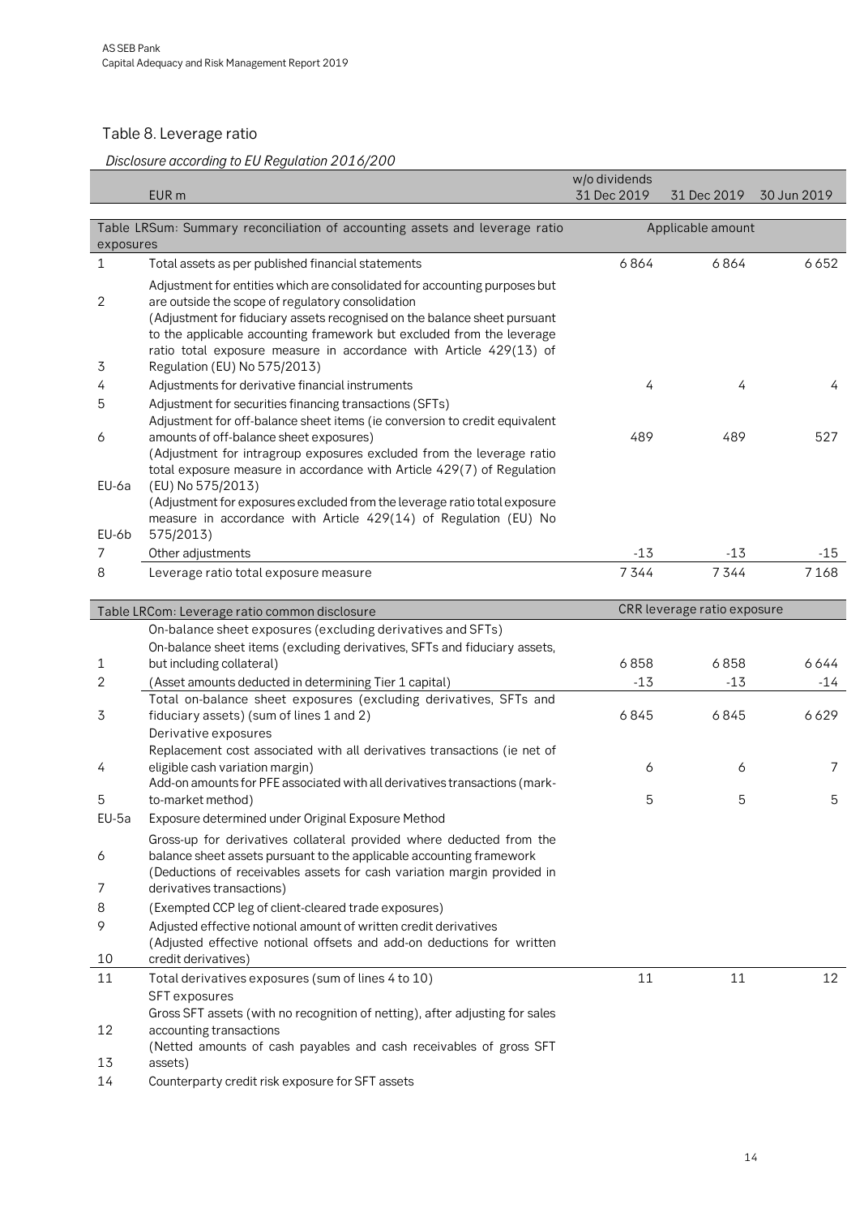## Table 8. Leverage ratio

*Disclosure according to EU Regulation 2016/200*

| | EUR m | w/o dividends 31 Dec 2019 | 31 Dec 2019 | 30 Jun 2019 |
|---|---|---|---|---|
| **Table LRSum: Summary reconciliation of accounting assets and leverage ratio exposures** | | Applicable amount | | |
| 1 | Total assets as per published financial statements | 6 864 | 6 864 | 6 652 |
| 2 | Adjustment for entities which are consolidated for accounting purposes but are outside the scope of regulatory consolidation | | | |
| 3 | (Adjustment for fiduciary assets recognised on the balance sheet pursuant to the applicable accounting framework but excluded from the leverage ratio total exposure measure in accordance with Article 429(13) of Regulation (EU) No 575/2013) | | | |
| 4 | Adjustments for derivative financial instruments | 4 | 4 | 4 |
| 5 | Adjustment for securities financing transactions (SFTs) | | | |
| 6 | Adjustment for off-balance sheet items (ie conversion to credit equivalent amounts of off-balance sheet exposures) | 489 | 489 | 527 |
| EU-6a | (Adjustment for intragroup exposures excluded from the leverage ratio total exposure measure in accordance with Article 429(7) of Regulation (EU) No 575/2013) | | | |
| EU-6b | (Adjustment for exposures excluded from the leverage ratio total exposure measure in accordance with Article 429(14) of Regulation (EU) No 575/2013) | | | |
| 7 | Other adjustments | -13 | -13 | -15 |
| 8 | Leverage ratio total exposure measure | 7 344 | 7 344 | 7 168 |
| **Table LRCom: Leverage ratio common disclosure** | | CRR leverage ratio exposure | | |
| | On-balance sheet exposures (excluding derivatives and SFTs) | | | |
| 1 | On-balance sheet items (excluding derivatives, SFTs and fiduciary assets, but including collateral) | 6 858 | 6 858 | 6 644 |
| 2 | (Asset amounts deducted in determining Tier 1 capital) | -13 | -13 | -14 |
| 3 | Total on-balance sheet exposures (excluding derivatives, SFTs and fiduciary assets) (sum of lines 1 and 2) | 6 845 | 6 845 | 6 629 |
| | Derivative exposures | | | |
| 4 | Replacement cost associated with all derivatives transactions (ie net of eligible cash variation margin) | 6 | 6 | 7 |
| 5 | Add-on amounts for PFE associated with all derivatives transactions (mark-to-market method) | 5 | 5 | 5 |
| EU-5a | Exposure determined under Original Exposure Method | | | |
| 6 | Gross-up for derivatives collateral provided where deducted from the balance sheet assets pursuant to the applicable accounting framework | | | |
| 7 | (Deductions of receivables assets for cash variation margin provided in derivatives transactions) | | | |
| 8 | (Exempted CCP leg of client-cleared trade exposures) | | | |
| 9 | Adjusted effective notional amount of written credit derivatives | | | |
| 10 | (Adjusted effective notional offsets and add-on deductions for written credit derivatives) | | | |
| 11 | Total derivatives exposures (sum of lines 4 to 10) | 11 | 11 | 12 |
| | SFT exposures | | | |
| 12 | Gross SFT assets (with no recognition of netting), after adjusting for sales accounting transactions | | | |
| 13 | (Netted amounts of cash payables and cash receivables of gross SFT assets) | | | |
| 14 | Counterparty credit risk exposure for SFT assets | | | |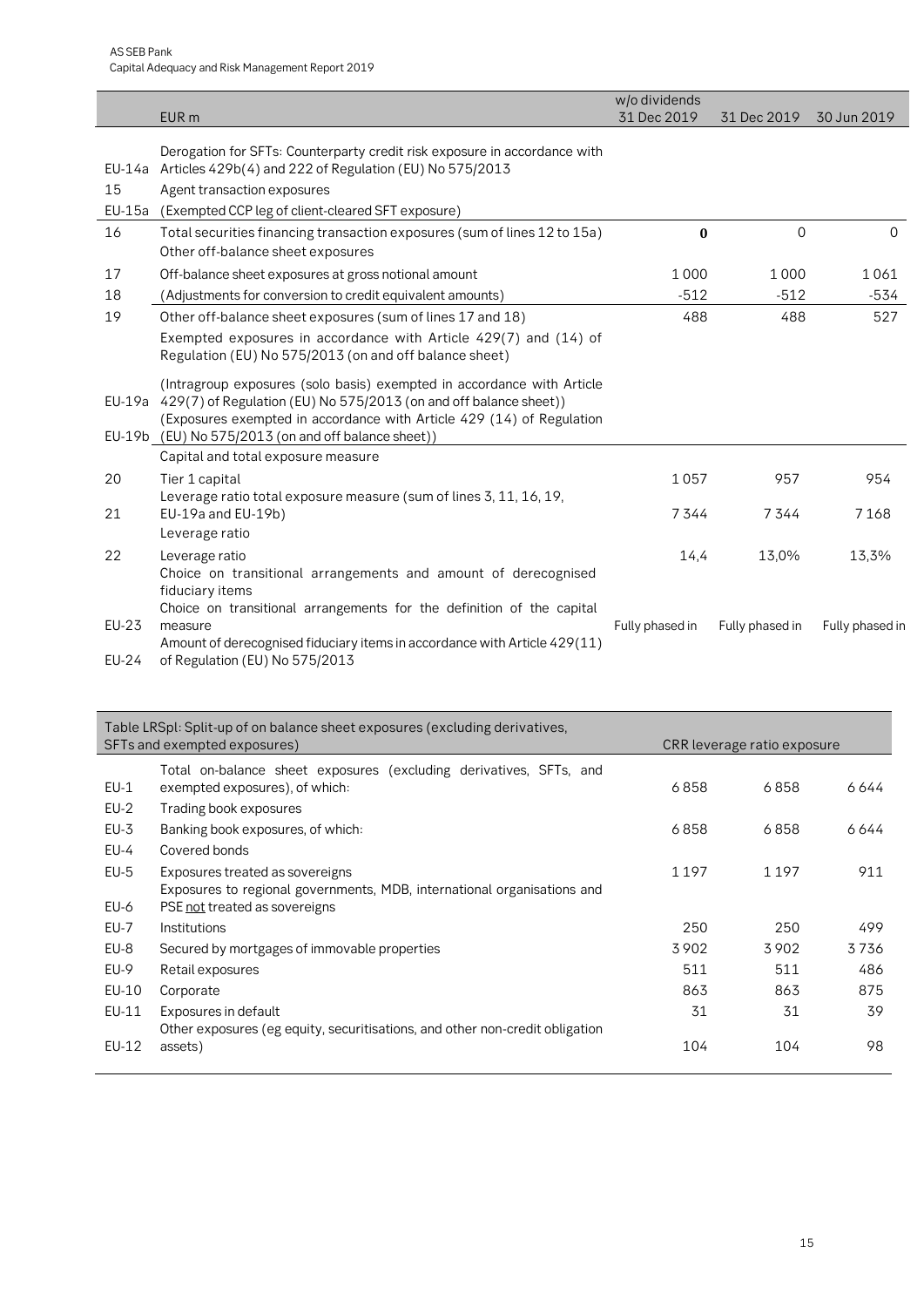| | EUR m | w/o dividends 31 Dec 2019 | 31 Dec 2019 | 30 Jun 2019 |
|---|---|---|---|---|
| EU-14a | Derogation for SFTs: Counterparty credit risk exposure in accordance with Articles 429b(4) and 222 of Regulation (EU) No 575/2013 | | | |
| 15 | Agent transaction exposures | | | |
| EU-15a | (Exempted CCP leg of client-cleared SFT exposure) | | | |
| 16 | Total securities financing transaction exposures (sum of lines 12 to 15a) | **0** | 0 | 0 |
| | Other off-balance sheet exposures | | | |
| 17 | Off-balance sheet exposures at gross notional amount | 1 000 | 1 000 | 1 061 |
| 18 | (Adjustments for conversion to credit equivalent amounts) | -512 | -512 | -534 |
| 19 | Other off-balance sheet exposures (sum of lines 17 and 18) | 488 | 488 | 527 |
| | Exempted exposures in accordance with Article 429(7) and (14) of Regulation (EU) No 575/2013 (on and off balance sheet) | | | |
| EU-19a | (Intragroup exposures (solo basis) exempted in accordance with Article 429(7) of Regulation (EU) No 575/2013 (on and off balance sheet)) | | | |
| EU-19b | (Exposures exempted in accordance with Article 429 (14) of Regulation (EU) No 575/2013 (on and off balance sheet)) | | | |
| | Capital and total exposure measure | | | |
| 20 | Tier 1 capital | 1 057 | 957 | 954 |
| 21 | Leverage ratio total exposure measure (sum of lines 3, 11, 16, 19, EU-19a and EU-19b) | 7 344 | 7 344 | 7 168 |
| | Leverage ratio | | | |
| 22 | Leverage ratio | 14,4 | 13,0% | 13,3% |
| | Choice on transitional arrangements and amount of derecognised fiduciary items | | | |
| EU-23 | Choice on transitional arrangements for the definition of the capital measure | Fully phased in | Fully phased in | Fully phased in |
| EU-24 | Amount of derecognised fiduciary items in accordance with Article 429(11) of Regulation (EU) No 575/2013 | | | |

| Table LRSpl: Split-up of on balance sheet exposures (excluding derivatives, SFTs and exempted exposures) | | CRR leverage ratio exposure | | |
|---|---|---|---|---|
| EU-1 | Total on-balance sheet exposures (excluding derivatives, SFTs, and exempted exposures), of which: | 6 858 | 6 858 | 6 644 |
| EU-2 | Trading book exposures | | | |
| EU-3 | Banking book exposures, of which: | 6 858 | 6 858 | 6 644 |
| EU-4 | Covered bonds | | | |
| EU-5 | Exposures treated as sovereigns | 1 197 | 1 197 | 911 |
| EU-6 | Exposures to regional governments, MDB, international organisations and PSE not treated as sovereigns | | | |
| EU-7 | Institutions | 250 | 250 | 499 |
| EU-8 | Secured by mortgages of immovable properties | 3 902 | 3 902 | 3 736 |
| EU-9 | Retail exposures | 511 | 511 | 486 |
| EU-10 | Corporate | 863 | 863 | 875 |
| EU-11 | Exposures in default | 31 | 31 | 39 |
| EU-12 | Other exposures (eg equity, securitisations, and other non-credit obligation assets) | 104 | 104 | 98 |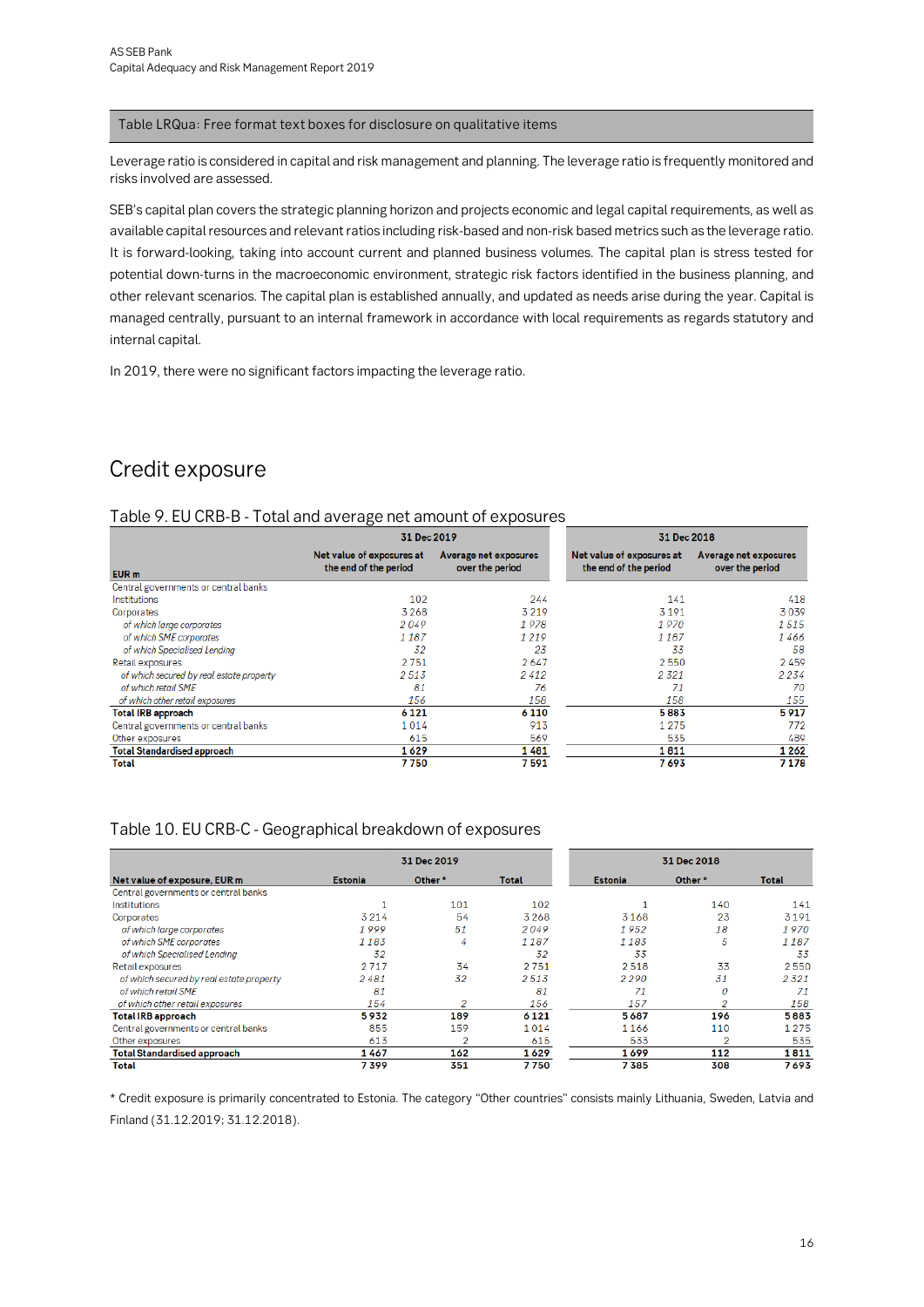Table LRQua: Free format text boxes for disclosure on qualitative items

Leverage ratio is considered in capital and risk management and planning. The leverage ratio is frequently monitored and risks involved are assessed.

SEB's capital plan covers the strategic planning horizon and projects economic and legal capital requirements, as well as available capital resources and relevant ratios including risk-based and non-risk based metrics such as the leverage ratio. It is forward-looking, taking into account current and planned business volumes. The capital plan is stress tested for potential down-turns in the macroeconomic environment, strategic risk factors identified in the business planning, and other relevant scenarios. The capital plan is established annually, and updated as needs arise during the year. Capital is managed centrally, pursuant to an internal framework in accordance with local requirements as regards statutory and internal capital.

In 2019, there were no significant factors impacting the leverage ratio.

# Credit exposure

## Table 9. EU CRB-B - Total and average net amount of exposures

| | 31 Dec 2019 | | 31 Dec 2018 | |
|---|---|---|---|---|
| EUR m | Net value of exposures at the end of the period | Average net exposures over the period | Net value of exposures at the end of the period | Average net exposures over the period |
| Central governments or central banks | | | | |
| Institutions | 102 | 244 | 141 | 418 |
| Corporates | 3 268 | 3 219 | 3 191 | 3 039 |
| *of which large corporates* | *2 049* | *1 978* | *1 970* | *1 515* |
| *of which SME corporates* | *1 187* | *1 219* | *1 187* | *1 466* |
| *of which Specialised Lending* | *32* | *23* | *33* | *58* |
| Retail exposures | 2 751 | 2 647 | 2 550 | 2 459 |
| *of which secured by real estate property* | *2 513* | *2 412* | *2 321* | *2 234* |
| *of which retail SME* | *81* | *76* | *71* | *70* |
| *of which other retail exposures* | *156* | *158* | *158* | *155* |
| **Total IRB approach** | **6 121** | **6 110** | **5 883** | **5 917** |
| Central governments or central banks | 1 014 | 913 | 1 275 | 772 |
| Other exposures | 615 | 569 | 535 | 489 |
| **Total Standardised approach** | **1 629** | **1 481** | **1 811** | **1 262** |
| **Total** | **7 750** | **7 591** | **7 693** | **7 178** |

## Table 10. EU CRB-C - Geographical breakdown of exposures

| | 31 Dec 2019 | | | 31 Dec 2018 | | |
|---|---|---|---|---|---|---|
| Net value of exposure, EUR m | Estonia | Other * | Total | Estonia | Other * | Total |
| Central governments or central banks | | | | | | |
| Institutions | 1 | 101 | 102 | 1 | 140 | 141 |
| Corporates | 3 214 | 54 | 3 268 | 3 168 | 23 | 3 191 |
| *of which large corporates* | *1 999* | *51* | *2 049* | *1 952* | *18* | *1 970* |
| *of which SME corporates* | *1 183* | *4* | *1 187* | *1 183* | *5* | *1 187* |
| *of which Specialised Lending* | *32* | | *32* | *33* | | *33* |
| Retail exposures | 2 717 | 34 | 2 751 | 2 518 | 33 | 2 550 |
| *of which secured by real estate property* | *2 481* | *32* | *2 513* | *2 290* | *31* | *2 321* |
| *of which retail SME* | *81* | | *81* | *71* | *0* | *71* |
| *of which other retail exposures* | *154* | *2* | *156* | *157* | *2* | *158* |
| **Total IRB approach** | **5 932** | **189** | **6 121** | **5 687** | **196** | **5 883** |
| Central governments or central banks | 855 | 159 | 1 014 | 1 166 | 110 | 1 275 |
| Other exposures | 613 | 2 | 615 | 533 | 2 | 535 |
| **Total Standardised approach** | **1 467** | **162** | **1 629** | **1 699** | **112** | **1 811** |
| **Total** | **7 399** | **351** | **7 750** | **7 385** | **308** | **7 693** |

* Credit exposure is primarily concentrated to Estonia. The category "Other countries" consists mainly Lithuania, Sweden, Latvia and Finland (31.12.2019; 31.12.2018).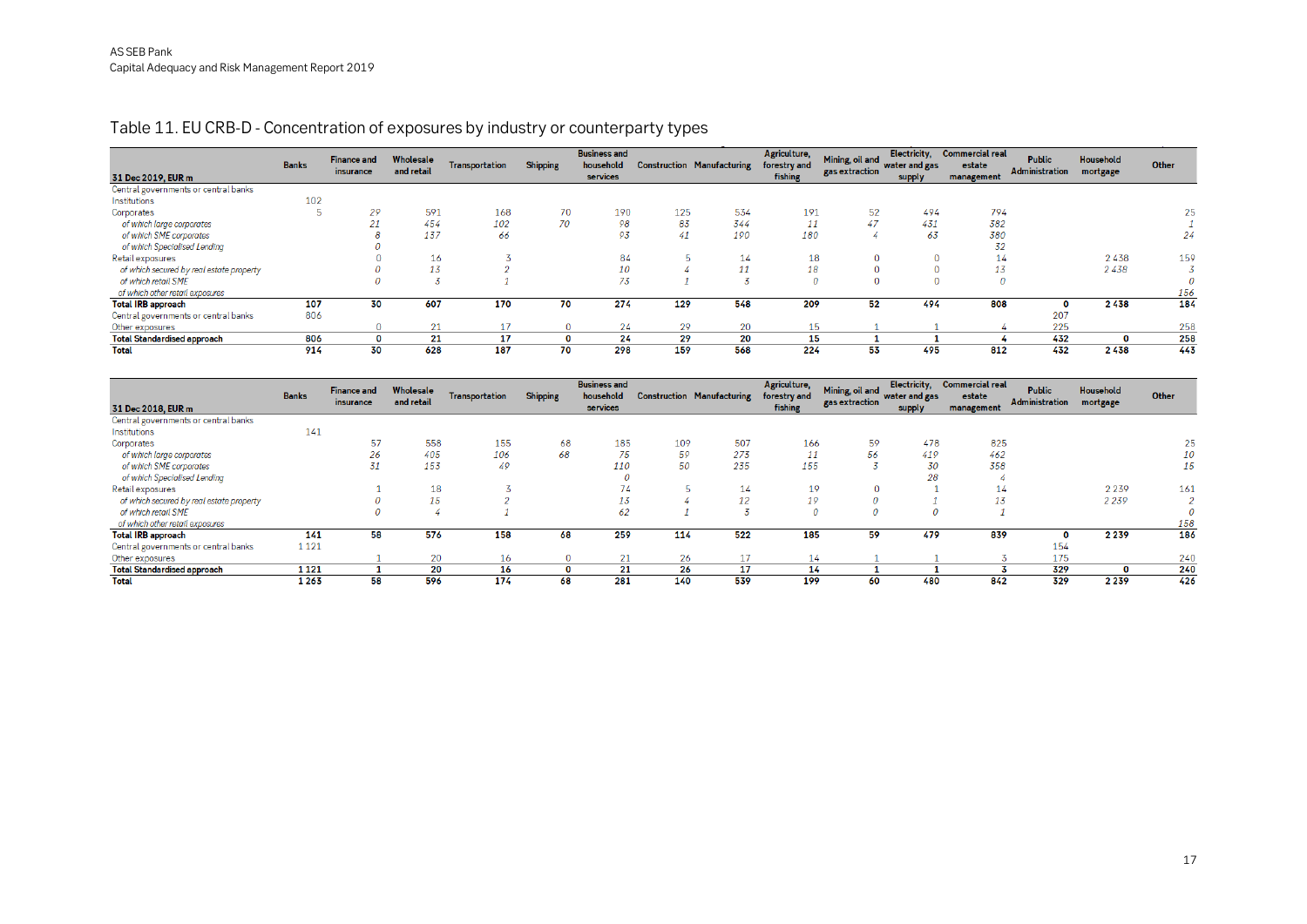AS SEB Pank
Capital Adequacy and Risk Management Report 2019

## Table 11. EU CRB-D - Concentration of exposures by industry or counterparty types

| 31 Dec 2019, EUR m | Banks | Finance and insurance | Wholesale and retail | Transportation | Shipping | Business and household services | Construction | Manufacturing | Agriculture, forestry and fishing | Mining, oil and gas extraction | Electricity, water and gas supply | Commercial real estate management | Public Administration | Household mortgage | Other |
|---|---|---|---|---|---|---|---|---|---|---|---|---|---|---|---|
| Central governments or central banks | | | | | | | | | | | | | | | |
| Institutions | 102 | | | | | | | | | | | | | | |
| Corporates | 5 | 29 | 591 | 168 | 70 | 190 | 125 | 534 | 191 | 52 | 494 | 794 | | | 25 |
| *of which large corporates* | | *21* | *454* | *102* | *70* | *98* | *83* | *344* | *11* | *47* | *431* | *382* | | | *1* |
| *of which SME corporates* | | *8* | *137* | *66* | | *93* | *41* | *190* | *180* | *4* | *63* | *380* | | | *24* |
| *of which Specialised Lending* | | *0* | | | | | | | | | | *32* | | | |
| Retail exposures | | 0 | 16 | 3 | | 84 | 5 | 14 | 18 | 0 | 0 | 14 | | 2 438 | 159 |
| *of which secured by real estate property* | | *0* | *13* | *2* | | *10* | *4* | *11* | *18* | *0* | *0* | *13* | | *2 438* | *3* |
| *of which retail SME* | | *0* | *3* | *1* | | *73* | *1* | *3* | *0* | *0* | *0* | *0* | | | *0* |
| *of which other retail exposures* | | | | | | | | | | | | | | | *156* |
| **Total IRB approach** | **107** | **30** | **607** | **170** | **70** | **274** | **129** | **548** | **209** | **52** | **494** | **808** | **0** | **2 438** | **184** |
| Central governments or central banks | 806 | | | | | | | | | | | | 207 | | |
| Other exposures | | 0 | 21 | 17 | 0 | 24 | 29 | 20 | 15 | 1 | 1 | 4 | 225 | | 258 |
| **Total Standardised approach** | **806** | **0** | **21** | **17** | **0** | **24** | **29** | **20** | **15** | **1** | **1** | **4** | **432** | **0** | **258** |
| **Total** | **914** | **30** | **628** | **187** | **70** | **298** | **159** | **568** | **224** | **53** | **495** | **812** | **432** | **2 438** | **443** |

| 31 Dec 2018, EUR m | Banks | Finance and insurance | Wholesale and retail | Transportation | Shipping | Business and household services | Construction | Manufacturing | Agriculture, forestry and fishing | Mining, oil and gas extraction | Electricity, water and gas supply | Commercial real estate management | Public Administration | Household mortgage | Other |
|---|---|---|---|---|---|---|---|---|---|---|---|---|---|---|---|
| Central governments or central banks | | | | | | | | | | | | | | | |
| Institutions | 141 | | | | | | | | | | | | | | |
| Corporates | | 57 | 558 | 155 | 68 | 185 | 109 | 507 | 166 | 59 | 478 | 825 | | | 25 |
| *of which large corporates* | | *26* | *405* | *106* | *68* | *75* | *59* | *273* | *11* | *56* | *419* | *462* | | | *10* |
| *of which SME corporates* | | *31* | *153* | *49* | | *110* | *50* | *235* | *155* | *3* | *30* | *358* | | | *15* |
| *of which Specialised Lending* | | | | | | *0* | | | | | *28* | *4* | | | |
| Retail exposures | | 1 | 18 | 3 | | 74 | 5 | 14 | 19 | 0 | 1 | 14 | | 2 239 | 161 |
| *of which secured by real estate property* | | *0* | *15* | *2* | | *13* | *4* | *12* | *19* | *0* | *1* | *13* | | *2 239* | *2* |
| *of which retail SME* | | *0* | *4* | *1* | | *62* | *1* | *3* | *0* | *0* | *0* | *1* | | | *0* |
| *of which other retail exposures* | | | | | | | | | | | | | | | *158* |
| **Total IRB approach** | **141** | **58** | **576** | **158** | **68** | **259** | **114** | **522** | **185** | **59** | **479** | **839** | **0** | **2 239** | **186** |
| Central governments or central banks | 1 121 | | | | | | | | | | | | 154 | | |
| Other exposures | | 1 | 20 | 16 | 0 | 21 | 26 | 17 | 14 | 1 | 1 | 3 | 175 | | 240 |
| **Total Standardised approach** | **1 121** | **1** | **20** | **16** | **0** | **21** | **26** | **17** | **14** | **1** | **1** | **3** | **329** | **0** | **240** |
| **Total** | **1 263** | **58** | **596** | **174** | **68** | **281** | **140** | **539** | **199** | **60** | **480** | **842** | **329** | **2 239** | **426** |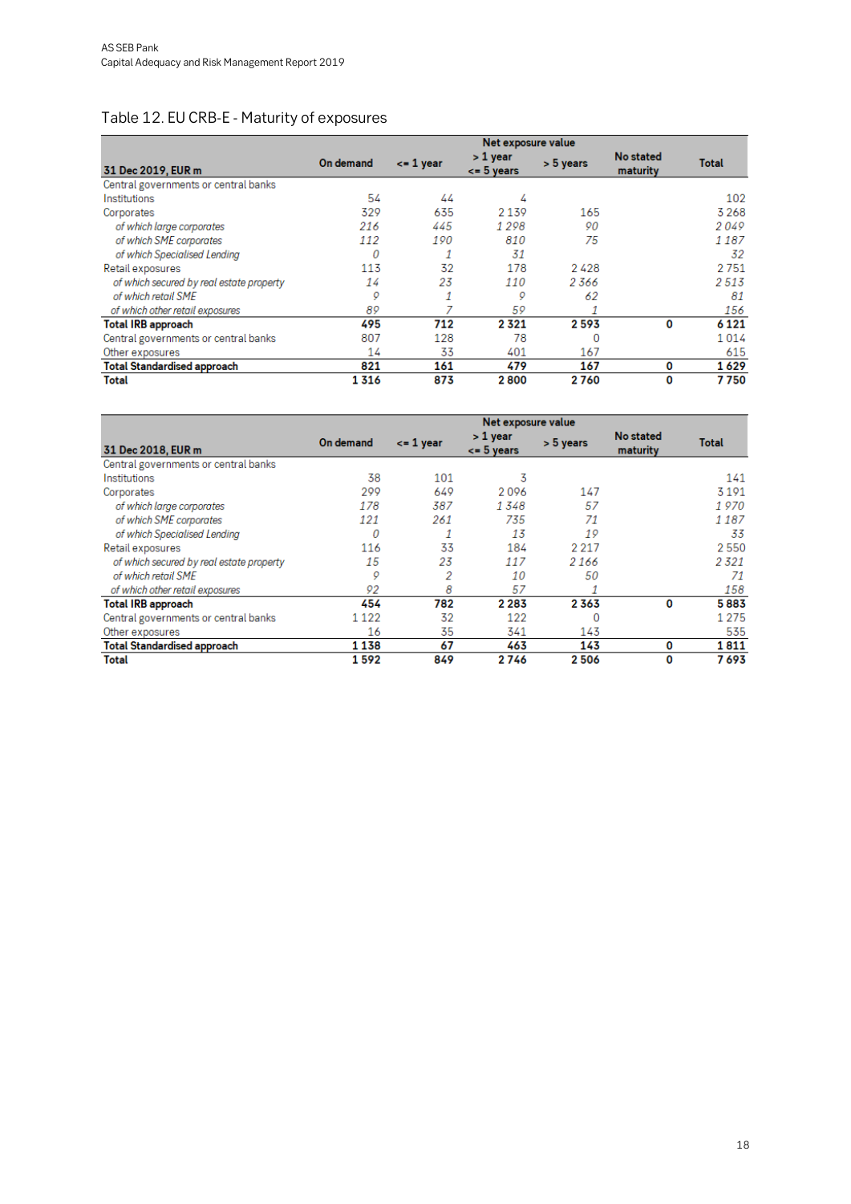## Table 12. EU CRB-E - Maturity of exposures

| 31 Dec 2019, EUR m | Net exposure value | | | | | |
|---|---|---|---|---|---|---|
| | On demand | <= 1 year | > 1 year <= 5 years | > 5 years | No stated maturity | Total |
| Central governments or central banks | | | | | | |
| Institutions | 54 | 44 | 4 | | | 102 |
| Corporates | 329 | 635 | 2 139 | 165 | | 3 268 |
| *of which large corporates* | *216* | *445* | *1 298* | *90* | | *2 049* |
| *of which SME corporates* | *112* | *190* | *810* | *75* | | *1 187* |
| *of which Specialised Lending* | *0* | *1* | *31* | | | *32* |
| Retail exposures | 113 | 32 | 178 | 2 428 | | 2 751 |
| *of which secured by real estate property* | *14* | *23* | *110* | *2 366* | | *2 513* |
| *of which retail SME* | *9* | *1* | *9* | *62* | | *81* |
| *of which other retail exposures* | *89* | *7* | *59* | *1* | | *156* |
| **Total IRB approach** | **495** | **712** | **2 321** | **2 593** | **0** | **6 121** |
| Central governments or central banks | 807 | 128 | 78 | 0 | | 1 014 |
| Other exposures | 14 | 33 | 401 | 167 | | 615 |
| **Total Standardised approach** | **821** | **161** | **479** | **167** | **0** | **1 629** |
| **Total** | **1 316** | **873** | **2 800** | **2 760** | **0** | **7 750** |

| 31 Dec 2018, EUR m | Net exposure value | | | | | |
|---|---|---|---|---|---|---|
| | On demand | <= 1 year | > 1 year <= 5 years | > 5 years | No stated maturity | Total |
| Central governments or central banks | | | | | | |
| Institutions | 38 | 101 | 3 | | | 141 |
| Corporates | 299 | 649 | 2 096 | 147 | | 3 191 |
| *of which large corporates* | *178* | *387* | *1 348* | *57* | | *1 970* |
| *of which SME corporates* | *121* | *261* | *735* | *71* | | *1 187* |
| *of which Specialised Lending* | *0* | *1* | *13* | *19* | | *33* |
| Retail exposures | 116 | 33 | 184 | 2 217 | | 2 550 |
| *of which secured by real estate property* | *15* | *23* | *117* | *2 166* | | *2 321* |
| *of which retail SME* | *9* | *2* | *10* | *50* | | *71* |
| *of which other retail exposures* | *92* | *8* | *57* | *1* | | *158* |
| **Total IRB approach** | **454** | **782** | **2 283** | **2 363** | **0** | **5 883** |
| Central governments or central banks | 1 122 | 32 | 122 | 0 | | 1 275 |
| Other exposures | 16 | 35 | 341 | 143 | | 535 |
| **Total Standardised approach** | **1 138** | **67** | **463** | **143** | **0** | **1 811** |
| **Total** | **1 592** | **849** | **2 746** | **2 506** | **0** | **7 693** |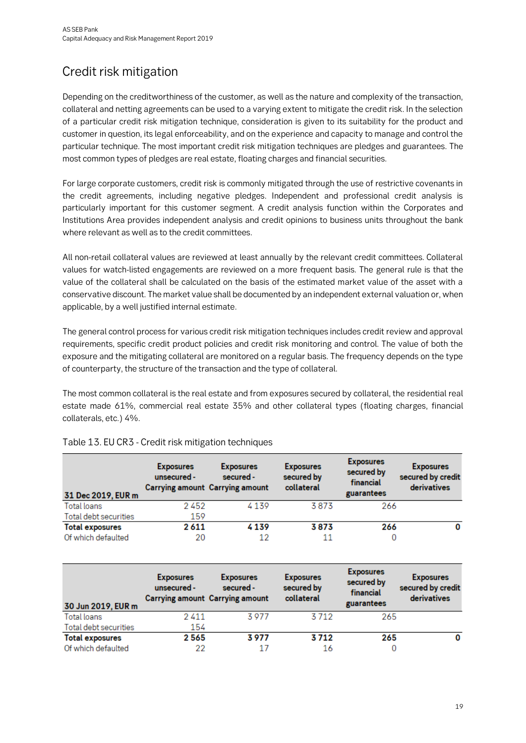# Credit risk mitigation

Depending on the creditworthiness of the customer, as well as the nature and complexity of the transaction, collateral and netting agreements can be used to a varying extent to mitigate the credit risk. In the selection of a particular credit risk mitigation technique, consideration is given to its suitability for the product and customer in question, its legal enforceability, and on the experience and capacity to manage and control the particular technique. The most important credit risk mitigation techniques are pledges and guarantees. The most common types of pledges are real estate, floating charges and financial securities.

For large corporate customers, credit risk is commonly mitigated through the use of restrictive covenants in the credit agreements, including negative pledges. Independent and professional credit analysis is particularly important for this customer segment. A credit analysis function within the Corporates and Institutions Area provides independent analysis and credit opinions to business units throughout the bank where relevant as well as to the credit committees.

All non-retail collateral values are reviewed at least annually by the relevant credit committees. Collateral values for watch-listed engagements are reviewed on a more frequent basis. The general rule is that the value of the collateral shall be calculated on the basis of the estimated market value of the asset with a conservative discount. The market value shall be documented by an independent external valuation or, when applicable, by a well justified internal estimate.

The general control process for various credit risk mitigation techniques includes credit review and approval requirements, specific credit product policies and credit risk monitoring and control. The value of both the exposure and the mitigating collateral are monitored on a regular basis. The frequency depends on the type of counterparty, the structure of the transaction and the type of collateral.

The most common collateral is the real estate and from exposures secured by collateral, the residential real estate made 61%, commercial real estate 35% and other collateral types (floating charges, financial collaterals, etc.) 4%.

Table 13. EU CR3 - Credit risk mitigation techniques

| 31 Dec 2019, EUR m | Exposures unsecured - Carrying amount | Exposures secured - Carrying amount | Exposures secured by collateral | Exposures secured by financial guarantees | Exposures secured by credit derivatives |
|---|---|---|---|---|---|
| Total loans | 2 452 | 4 139 | 3 873 | 266 | |
| Total debt securities | 159 | | | | |
| **Total exposures** | **2 611** | **4 139** | **3 873** | **266** | **0** |
| Of which defaulted | 20 | 12 | 11 | 0 | |

| 30 Jun 2019, EUR m | Exposures unsecured - Carrying amount | Exposures secured - Carrying amount | Exposures secured by collateral | Exposures secured by financial guarantees | Exposures secured by credit derivatives |
|---|---|---|---|---|---|
| Total loans | 2 411 | 3 977 | 3 712 | 265 | |
| Total debt securities | 154 | | | | |
| **Total exposures** | **2 565** | **3 977** | **3 712** | **265** | **0** |
| Of which defaulted | 22 | 17 | 16 | 0 | |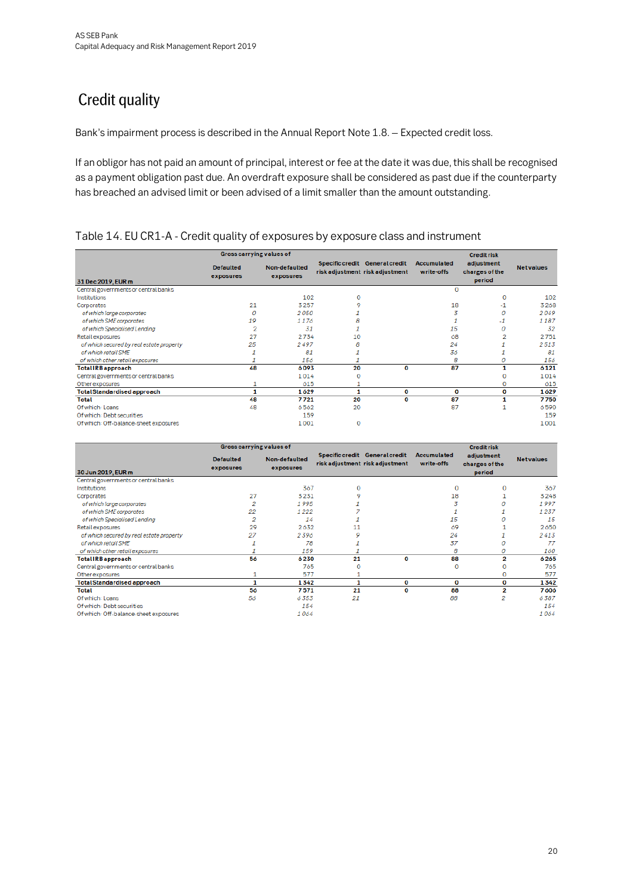# Credit quality

Bank's impairment process is described in the Annual Report Note 1.8. – Expected credit loss.

If an obligor has not paid an amount of principal, interest or fee at the date it was due, this shall be recognised as a payment obligation past due. An overdraft exposure shall be considered as past due if the counterparty has breached an advised limit or been advised of a limit smaller than the amount outstanding.

Table 14. EU CR1-A - Credit quality of exposures by exposure class and instrument

| | Gross carrying values of | | | | | | |
|---|---|---|---|---|---|---|---|
| **31 Dec 2019, EUR m** | **Defaulted exposures** | **Non-defaulted exposures** | **Specific credit risk adjustment** | **General credit risk adjustment** | **Accumulated write-offs** | **Credit risk adjustment charges of the period** | **Net values** |
| Central governments or central banks | | | | | 0 | | |
| Institutions | | 102 | 0 | | | 0 | 102 |
| Corporates | 21 | 3 257 | 9 | | 18 | -1 | 3 268 |
| *of which large corporates* | *0* | *2 050* | *1* | | *3* | *0* | *2 049* |
| *of which SME corporates* | *19* | *1 176* | *8* | | *1* | *-1* | *1 187* |
| *of which Specialised Lending* | *2* | *31* | *1* | | *15* | *0* | *32* |
| Retail exposures | 27 | 2 734 | 10 | | 68 | 2 | 2 751 |
| *of which secured by real estate property* | *25* | *2 497* | *8* | | *24* | *1* | *2 513* |
| *of which retail SME* | *1* | *81* | *1* | | *36* | *1* | *81* |
| *of which other retail exposures* | *1* | *156* | *1* | | *8* | *0* | *156* |
| **Total IRB approach** | **48** | **6 093** | **20** | **0** | **87** | **1** | **6 121** |
| Central governments or central banks | | 1 014 | 0 | | | 0 | 1 014 |
| Other exposures | 1 | 615 | 1 | | | 0 | 615 |
| **Total Standardised approach** | **1** | **1 629** | **1** | **0** | **0** | **0** | **1 629** |
| **Total** | **48** | **7 721** | **20** | **0** | **87** | **1** | **7 750** |
| Of which: Loans | 48 | 6 562 | 20 | | 87 | 1 | 6 590 |
| Of which: Debt securities | | 159 | | | | | 159 |
| Of which: Off-balance-sheet exposures | | 1 001 | 0 | | | | 1 001 |

| | Gross carrying values of | | | | | | |
|---|---|---|---|---|---|---|---|
| **30 Jun 2019, EUR m** | **Defaulted exposures** | **Non-defaulted exposures** | **Specific credit risk adjustment** | **General credit risk adjustment** | **Accumulated write-offs** | **Credit risk adjustment charges of the period** | **Net values** |
| Central governments or central banks | | | | | | | |
| Institutions | | 367 | 0 | | 0 | 0 | 367 |
| Corporates | 27 | 3 231 | 9 | | 18 | 1 | 3 248 |
| *of which large corporates* | *2* | *1 995* | *1* | | *3* | *0* | *1 997* |
| *of which SME corporates* | *22* | *1 222* | *7* | | *1* | *1* | *1 237* |
| *of which Specialised Lending* | *2* | *14* | *1* | | *15* | *0* | *15* |
| Retail exposures | 29 | 2 632 | 11 | | 69 | 1 | 2 650 |
| *of which secured by real estate property* | *27* | *2 396* | *9* | | *24* | *1* | *2 413* |
| *of which retail SME* | *1* | *78* | *1* | | *37* | *0* | *77* |
| *of which other retail exposures* | *1* | *159* | *1* | | *8* | *0* | *160* |
| **Total IRB approach** | **56** | **6 230** | **21** | **0** | **88** | **2** | **6 265** |
| Central governments or central banks | | 765 | 0 | | 0 | 0 | 765 |
| Other exposures | 1 | 577 | 1 | | | 0 | 577 |
| **Total Standardised approach** | **1** | **1 342** | **1** | **0** | **0** | **0** | **1 342** |
| **Total** | **56** | **7 571** | **21** | **0** | **88** | **2** | **7 606** |
| Of which: Loans | *56* | *6 353* | *21* | | *88* | *2* | *6 387* |
| Of which: Debt securities | | *154* | | | | | *154* |
| Of which: Off-balance-sheet exposures | | *1 064* | | | | | *1 064* |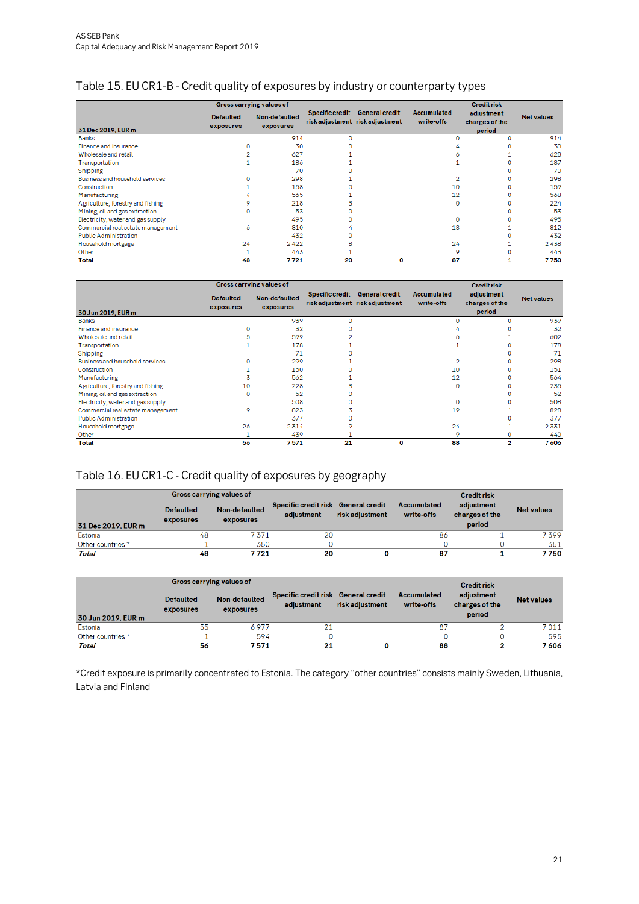## Table 15. EU CR1-B - Credit quality of exposures by industry or counterparty types

| 31 Dec 2019, EUR m | Gross carrying values of | | Specific credit risk adjustment | General credit risk adjustment | Accumulated write-offs | Credit risk adjustment charges of the period | Net values |
|---|---|---|---|---|---|---|---|
| | Defaulted exposures | Non-defaulted exposures | | | | | |
| Banks | | 914 | 0 | | 0 | 0 | 914 |
| Finance and insurance | 0 | 30 | 0 | | 4 | 0 | 30 |
| Wholesale and retail | 2 | 627 | 1 | | 6 | 1 | 628 |
| Transportation | 1 | 186 | 1 | | 1 | 0 | 187 |
| Shipping | | 70 | 0 | | | 0 | 70 |
| Business and household services | 0 | 298 | 1 | | 2 | 0 | 298 |
| Construction | 1 | 158 | 0 | | 10 | 0 | 159 |
| Manufacturing | 4 | 565 | 1 | | 12 | 0 | 568 |
| Agriculture, forestry and fishing | 9 | 218 | 3 | | 0 | 0 | 224 |
| Mining, oil and gas extraction | 0 | 53 | 0 | | | 0 | 53 |
| Electricity, water and gas supply | | 495 | 0 | | 0 | 0 | 495 |
| Commercial real estate management | 6 | 810 | 4 | | 18 | -1 | 812 |
| Public Administration | | 432 | 0 | | | 0 | 432 |
| Household mortgage | 24 | 2 422 | 8 | | 24 | 1 | 2 438 |
| Other | 1 | 443 | 1 | | 9 | 0 | 443 |
| **Total** | **48** | **7 721** | **20** | **0** | **87** | **1** | **7 750** |

| 30 Jun 2019, EUR m | Gross carrying values of | | Specific credit risk adjustment | General credit risk adjustment | Accumulated write-offs | Credit risk adjustment charges of the period | Net values |
|---|---|---|---|---|---|---|---|
| | Defaulted exposures | Non-defaulted exposures | | | | | |
| Banks | | 939 | 0 | | 0 | 0 | 939 |
| Finance and insurance | 0 | 32 | 0 | | 4 | 0 | 32 |
| Wholesale and retail | 5 | 599 | 2 | | 6 | 1 | 602 |
| Transportation | 1 | 178 | 1 | | 1 | 0 | 178 |
| Shipping | | 71 | 0 | | | 0 | 71 |
| Business and household services | 0 | 299 | 1 | | 2 | 0 | 298 |
| Construction | 1 | 150 | 0 | | 10 | 0 | 151 |
| Manufacturing | 3 | 562 | 1 | | 12 | 0 | 564 |
| Agriculture, forestry and fishing | 10 | 228 | 3 | | 0 | 0 | 235 |
| Mining, oil and gas extraction | 0 | 52 | 0 | | | 0 | 52 |
| Electricity, water and gas supply | | 508 | 0 | | 0 | 0 | 508 |
| Commercial real estate management | 9 | 823 | 3 | | 19 | 1 | 828 |
| Public Administration | | 377 | 0 | | | 0 | 377 |
| Household mortgage | 26 | 2 314 | 9 | | 24 | 1 | 2 331 |
| Other | 1 | 439 | 1 | | 9 | 0 | 440 |
| **Total** | **56** | **7 571** | **21** | **0** | **88** | **2** | **7 606** |

## Table 16. EU CR1-C - Credit quality of exposures by geography

| 31 Dec 2019, EUR m | Gross carrying values of | | Specific credit risk adjustment | General credit risk adjustment | Accumulated write-offs | Credit risk adjustment charges of the period | Net values |
|---|---|---|---|---|---|---|---|
| | Defaulted exposures | Non-defaulted exposures | | | | | |
| Estonia | 48 | 7 371 | 20 | | 86 | 1 | 7 399 |
| Other countries * | 1 | 350 | 0 | | 0 | 0 | 351 |
| ***Total*** | **48** | **7 721** | **20** | **0** | **87** | **1** | **7 750** |

| 30 Jun 2019, EUR m | Gross carrying values of | | Specific credit risk adjustment | General credit risk adjustment | Accumulated write-offs | Credit risk adjustment charges of the period | Net values |
|---|---|---|---|---|---|---|---|
| | Defaulted exposures | Non-defaulted exposures | | | | | |
| Estonia | 55 | 6 977 | 21 | | 87 | 2 | 7 011 |
| Other countries * | 1 | 594 | 0 | | 0 | 0 | 595 |
| ***Total*** | **56** | **7 571** | **21** | **0** | **88** | **2** | **7 606** |

*Credit exposure is primarily concentrated to Estonia. The category "other countries" consists mainly Sweden, Lithuania, Latvia and Finland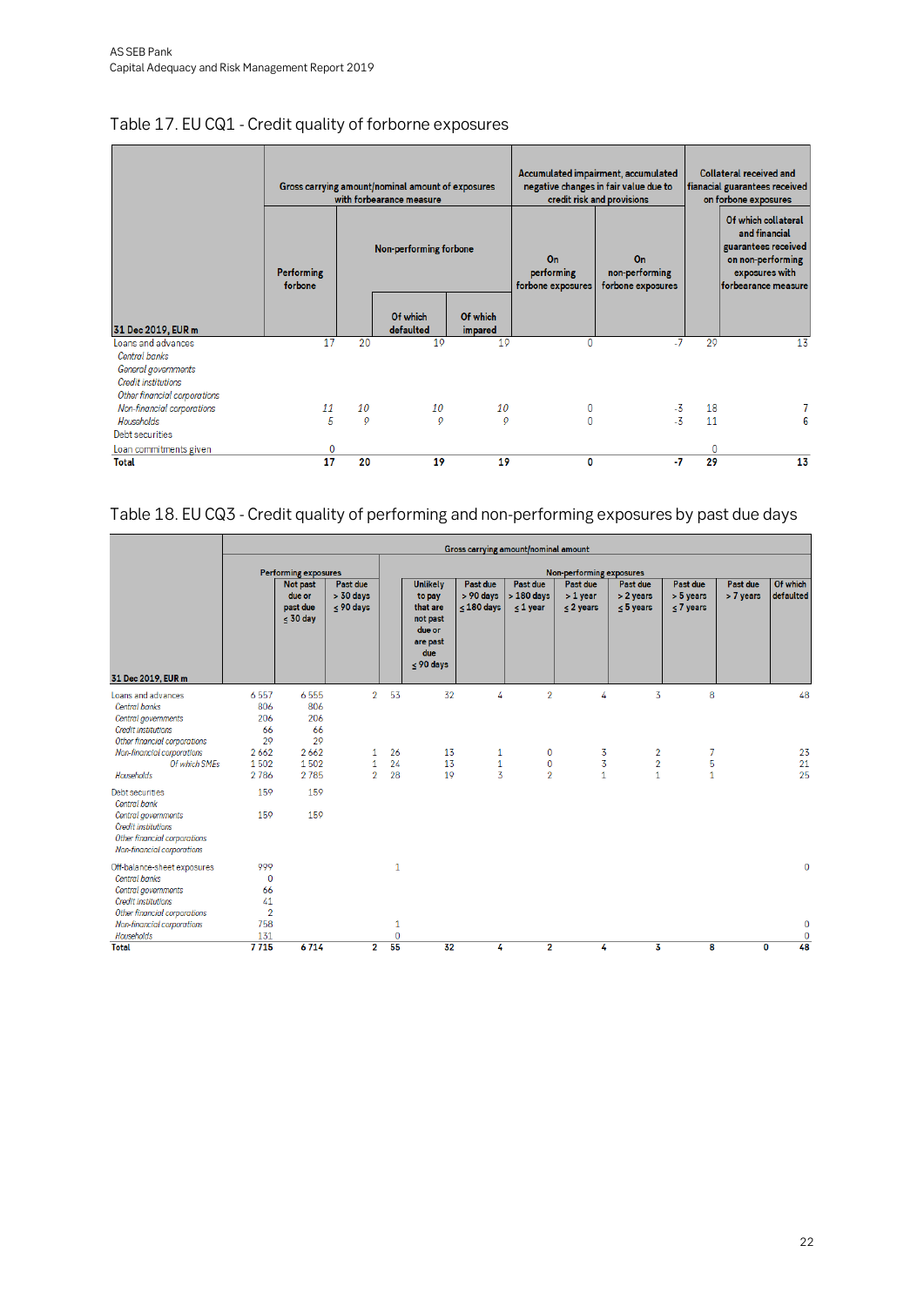## Table 17. EU CQ1 - Credit quality of forborne exposures

| 31 Dec 2019, EUR m | Gross carrying amount/nominal amount of exposures with forbearance measure | | | | Accumulated impairment, accumulated negative changes in fair value due to credit risk and provisions | | Collateral received and fianacial guarantees received on forbone exposures | |
|---|---|---|---|---|---|---|---|---|
| | Performing forbone | Non-performing forbone | | | On performing forbone exposures | On non-performing forbone exposures | | Of which collateral and financial guarantees received on non-performing exposures with forbearance measure |
| | | | Of which defaulted | Of which impared | | | | |
| Loans and advances | 17 | 20 | 19 | 19 | 0 | -7 | 29 | 13 |
| *Central banks* | | | | | | | | |
| *General governments* | | | | | | | | |
| *Credit institutions* | | | | | | | | |
| *Other financial corporations* | | | | | | | | |
| *Non-financial corporations* | 11 | 10 | 10 | 10 | 0 | -3 | 18 | 7 |
| *Households* | 5 | 9 | 9 | 9 | 0 | -3 | 11 | 6 |
| Debt securities | | | | | | | | |
| Loan commitments given | 0 | | | | | | 0 | |
| **Total** | **17** | **20** | **19** | **19** | **0** | **-7** | **29** | **13** |

## Table 18. EU CQ3 - Credit quality of performing and non-performing exposures by past due days

| 31 Dec 2019, EUR m | Gross carrying amount/nominal amount | | | | | | | | | | | |
|---|---|---|---|---|---|---|---|---|---|---|---|---|
| | Performing exposures | | | Non-performing exposures | | | | | | | | |
| | | Not past due or past due ≤ 30 day | Past due > 30 days ≤ 90 days | | Unlikely to pay that are not past due or are past due ≤ 90 days | Past due > 90 days ≤ 180 days | Past due > 180 days ≤ 1 year | Past due > 1 year ≤ 2 years | Past due > 2 years ≤ 5 years | Past due > 5 years ≤ 7 years | Past due > 7 years | Of which defaulted |
| Loans and advances | 6 557 | 6 555 | 2 | 53 | 32 | 4 | 2 | 4 | 3 | 8 | | 48 |
| *Central banks* | 806 | 806 | | | | | | | | | | |
| *Central governments* | 206 | 206 | | | | | | | | | | |
| *Credit institutions* | 66 | 66 | | | | | | | | | | |
| *Other financial corporations* | 29 | 29 | | | | | | | | | | |
| *Non-financial corporations* | 2 662 | 2 662 | 1 | 26 | 13 | 1 | 0 | 3 | 2 | 7 | | 23 |
| *Of which SMEs* | 1 502 | 1 502 | 1 | 24 | 13 | 1 | 0 | 3 | 2 | 5 | | 21 |
| *Households* | 2 786 | 2 785 | 2 | 28 | 19 | 3 | 2 | 1 | 1 | 1 | | 25 |
| Debt securities | 159 | 159 | | | | | | | | | | |
| *Central bank* | | | | | | | | | | | | |
| *Central governments* | 159 | 159 | | | | | | | | | | |
| *Credit institutions* | | | | | | | | | | | | |
| *Other financial corporations* | | | | | | | | | | | | |
| *Non-financial corporations* | | | | | | | | | | | | |
| Off-balance-sheet exposures | 999 | | | 1 | | | | | | | | 0 |
| *Central banks* | 0 | | | | | | | | | | | |
| *Central governments* | 66 | | | | | | | | | | | |
| *Credit institutions* | 41 | | | | | | | | | | | |
| *Other financial corporations* | 2 | | | | | | | | | | | |
| *Non-financial corporations* | 758 | | | 1 | | | | | | | | 0 |
| *Households* | 131 | | | 0 | | | | | | | | 0 |
| **Total** | **7 715** | **6 714** | **2** | **55** | **32** | **4** | **2** | **4** | **3** | **8** | **0** | **48** |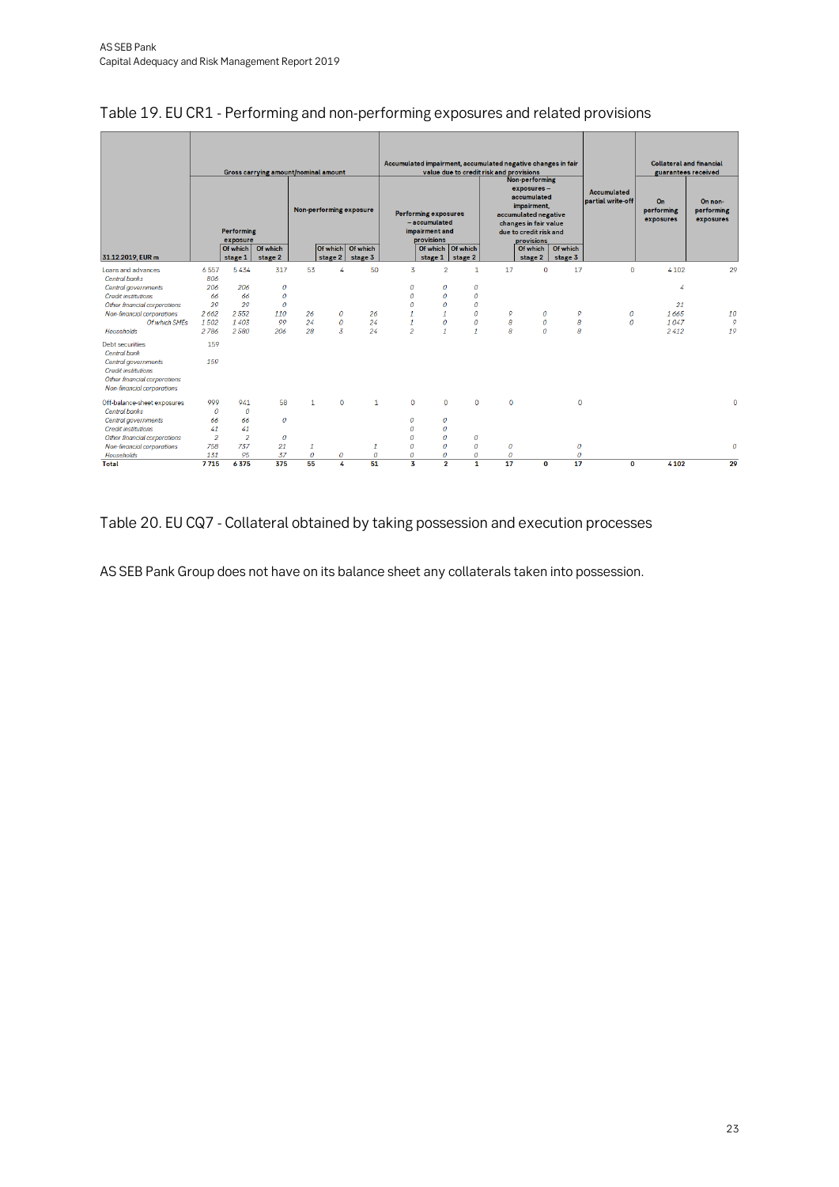AS SEB Pank
Capital Adequacy and Risk Management Report 2019

## Table 19. EU CR1 - Performing and non-performing exposures and related provisions

| 31.12.2019, EUR m | Gross carrying amount/nominal amount | | | | | | Accumulated impairment, accumulated negative changes in fair value due to credit risk and provisions | | | | | | Accumulated partial write-off | Collateral and financial guarantees received | |
|---|---|---|---|---|---|---|---|---|---|---|---|---|---|---|---|
| | Performing exposure | | | Non-performing exposure | | | Performing exposures – accumulated impairment and provisions | | | Non-performing exposures – accumulated impairment, accumulated negative changes in fair value due to credit risk and provisions | | | | On performing exposures | On non-performing exposures |
| | | Of which stage 1 | Of which stage 2 | | Of which stage 2 | Of which stage 3 | | Of which stage 1 | Of which stage 2 | | Of which stage 2 | Of which stage 3 | | | |
| Loans and advances | 6 557 | 5 434 | 317 | 53 | 4 | 50 | 3 | 2 | 1 | 17 | 0 | 17 | 0 | 4 102 | 29 |
| *Central banks* | *806* | | | | | | | | | | | | | | |
| *Central governments* | *206* | *206* | *0* | | | | *0* | *0* | *0* | | | | | *4* | |
| *Credit institutions* | *66* | *66* | *0* | | | | *0* | *0* | *0* | | | | | | |
| *Other financial corporations* | *29* | *29* | *0* | | | | *0* | *0* | *0* | | | | | *21* | |
| *Non-financial corporations* | *2 662* | *2 552* | *110* | *26* | *0* | *26* | *1* | *1* | *0* | *9* | *0* | *9* | *0* | *1 665* | *10* |
| *Of which SMEs* | *1 502* | *1 403* | *99* | *24* | *0* | *24* | *1* | *0* | *0* | *8* | *0* | *8* | *0* | *1 047* | *9* |
| *Households* | *2 786* | *2 580* | *206* | *28* | *3* | *24* | *2* | *1* | *1* | *8* | *0* | *8* | | *2 412* | *19* |
| Debt securities | 159 | | | | | | | | | | | | | | |
| *Central bank* | | | | | | | | | | | | | | | |
| *Central governments* | *159* | | | | | | | | | | | | | | |
| *Credit institutions* | | | | | | | | | | | | | | | |
| *Other financial corporations* | | | | | | | | | | | | | | | |
| *Non-financial corporations* | | | | | | | | | | | | | | | |
| Off-balance-sheet exposures | 999 | 941 | 58 | 1 | 0 | 1 | 0 | 0 | 0 | 0 | | 0 | | | 0 |
| *Central banks* | *0* | *0* | | | | | | | | | | | | | |
| *Central governments* | *66* | *66* | *0* | | | | *0* | *0* | | | | | | | |
| *Credit institutions* | *41* | *41* | | | | | *0* | *0* | | | | | | | |
| *Other financial corporations* | *2* | *2* | *0* | | | | *0* | *0* | *0* | | | | | | |
| *Non-financial corporations* | *758* | *737* | *21* | *1* | | *1* | *0* | *0* | *0* | *0* | | *0* | | | *0* |
| *Households* | *131* | *95* | *37* | *0* | *0* | *0* | *0* | *0* | *0* | *0* | | *0* | | | |
| **Total** | **7 715** | **6 375** | **375** | **55** | **4** | **51** | **3** | **2** | **1** | **17** | **0** | **17** | **0** | **4 102** | **29** |

## Table 20. EU CQ7 - Collateral obtained by taking possession and execution processes

AS SEB Pank Group does not have on its balance sheet any collaterals taken into possession.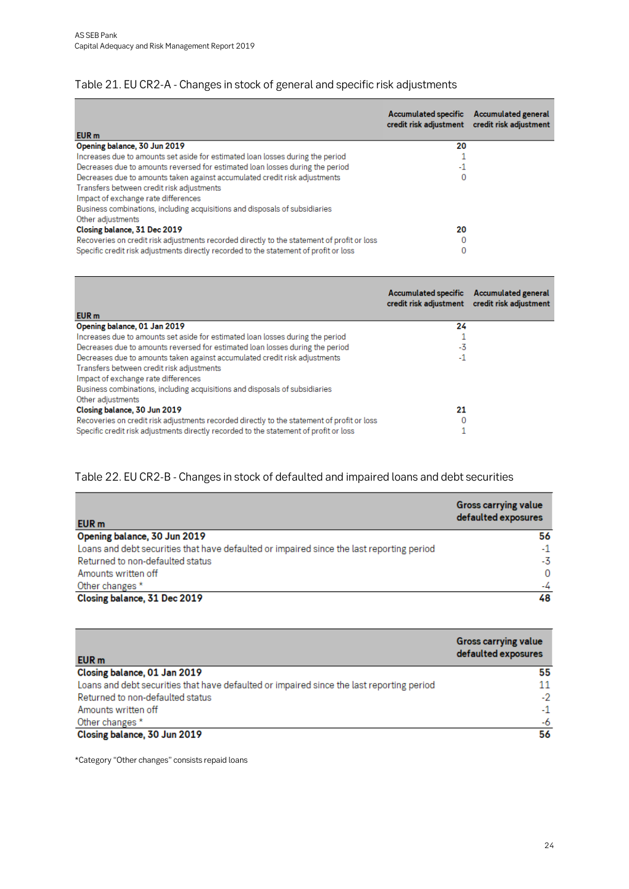### Table 21. EU CR2-A - Changes in stock of general and specific risk adjustments

| EUR m | Accumulated specific credit risk adjustment | Accumulated general credit risk adjustment |
|---|---|---|
| **Opening balance, 30 Jun 2019** | **20** | |
| Increases due to amounts set aside for estimated loan losses during the period | 1 | |
| Decreases due to amounts reversed for estimated loan losses during the period | -1 | |
| Decreases due to amounts taken against accumulated credit risk adjustments | 0 | |
| Transfers between credit risk adjustments | | |
| Impact of exchange rate differences | | |
| Business combinations, including acquisitions and disposals of subsidiaries | | |
| Other adjustments | | |
| **Closing balance, 31 Dec 2019** | **20** | |
| Recoveries on credit risk adjustments recorded directly to the statement of profit or loss | 0 | |
| Specific credit risk adjustments directly recorded to the statement of profit or loss | 0 | |

| EUR m | Accumulated specific credit risk adjustment | Accumulated general credit risk adjustment |
|---|---|---|
| **Opening balance, 01 Jan 2019** | **24** | |
| Increases due to amounts set aside for estimated loan losses during the period | 1 | |
| Decreases due to amounts reversed for estimated loan losses during the period | -3 | |
| Decreases due to amounts taken against accumulated credit risk adjustments | -1 | |
| Transfers between credit risk adjustments | | |
| Impact of exchange rate differences | | |
| Business combinations, including acquisitions and disposals of subsidiaries | | |
| Other adjustments | | |
| **Closing balance, 30 Jun 2019** | **21** | |
| Recoveries on credit risk adjustments recorded directly to the statement of profit or loss | 0 | |
| Specific credit risk adjustments directly recorded to the statement of profit or loss | 1 | |

### Table 22. EU CR2-B - Changes in stock of defaulted and impaired loans and debt securities

| EUR m | Gross carrying value defaulted exposures |
|---|---|
| **Opening balance, 30 Jun 2019** | **56** |
| Loans and debt securities that have defaulted or impaired since the last reporting period | -1 |
| Returned to non-defaulted status | -3 |
| Amounts written off | 0 |
| Other changes * | -4 |
| **Closing balance, 31 Dec 2019** | **48** |

| EUR m | Gross carrying value defaulted exposures |
|---|---|
| **Closing balance, 01 Jan 2019** | **55** |
| Loans and debt securities that have defaulted or impaired since the last reporting period | 11 |
| Returned to non-defaulted status | -2 |
| Amounts written off | -1 |
| Other changes * | -6 |
| **Closing balance, 30 Jun 2019** | **56** |

*Category "Other changes" consists repaid loans